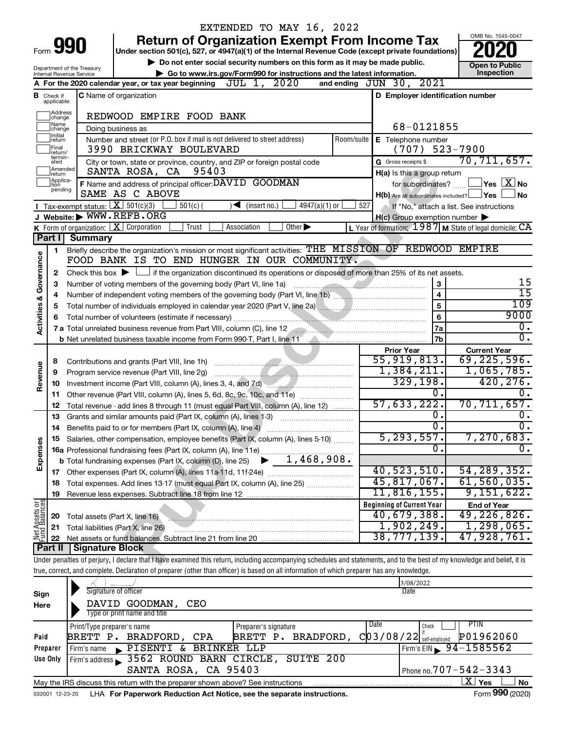EXTENDED TO MAY 16, 2022

# Form 990 — Return of Organization Exempt From Income Tax

Under section 501(c), 527, or 4947(a)(1) of the Internal Revenue Code (except private foundations)

▶ Do not enter social security numbers on this form as it may be made public.

▶ Go to www.irs.gov/Form990 for instructions and the latest information.

Department of the Treasury
Internal Revenue Service

OMB No. 1545-0047

**2020**

**Open to Public Inspection**

**A** For the 2020 calendar year, or tax year beginning JUL 1, 2020 and ending JUN 30, 2021

**B** Check if applicable: Address change, Name change, Initial return, Final return/terminated, Amended return, Application pending

**C** Name of organization: REDWOOD EMPIRE FOOD BANK

Doing business as

Number and street (or P.O. box if mail is not delivered to street address): 3990 BRICKWAY BOULEVARD — Room/suite

City or town, state or province, country, and ZIP or foreign postal code: SANTA ROSA, CA 95403

**D** Employer identification number: 68-0121855

**E** Telephone number: (707) 523-7900

**G** Gross receipts $ 70,711,657.

**F** Name and address of principal officer: DAVID GOODMAN, SAME AS C ABOVE

H(a) Is this a group return for subordinates? ☐ Yes ☒ No

H(b) Are all subordinates included? ☐ Yes ☐ No — If "No," attach a list. See instructions

H(c) Group exemption number ▶

**I** Tax-exempt status: ☒ 501(c)(3) ☐ 501(c) ( ) ◀ (insert no.) ☐ 4947(a)(1) or ☐ 527

**J** Website: ▶ WWW.REFB.ORG

**K** Form of organization: ☒ Corporation ☐ Trust ☐ Association ☐ Other ▶

**L** Year of formation: 1987 **M** State of legal domicile: CA

## Part I Summary

**Activities & Governance**

1. Briefly describe the organization's mission or most significant activities: THE MISSION OF REDWOOD EMPIRE FOOD BANK IS TO END HUNGER IN OUR COMMUNITY.
2. Check this box ▶ ☐ if the organization discontinued its operations or disposed of more than 25% of its net assets.

| | | Line | Value |
|---|---|---|---|
| 3 | Number of voting members of the governing body (Part VI, line 1a) | 3 | 15 |
| 4 | Number of independent voting members of the governing body (Part VI, line 1b) | 4 | 15 |
| 5 | Total number of individuals employed in calendar year 2020 (Part V, line 2a) | 5 | 109 |
| 6 | Total number of volunteers (estimate if necessary) | 6 | 9000 |
| 7a | Total unrelated business revenue from Part VIII, column (C), line 12 | 7a | 0. |
| b | Net unrelated business taxable income from Form 990-T, Part I, line 11 | 7b | 0. |

| | | | Prior Year | Current Year |
|---|---|---|---|---|
| **Revenue** | 8 | Contributions and grants (Part VIII, line 1h) | 55,919,813. | 69,225,596. |
| | 9 | Program service revenue (Part VIII, line 2g) | 1,384,211. | 1,065,785. |
| | 10 | Investment income (Part VIII, column (A), lines 3, 4, and 7d) | 329,198. | 420,276. |
| | 11 | Other revenue (Part VIII, column (A), lines 5, 6d, 8c, 9c, 10c, and 11e) | 0. | 0. |
| | 12 | Total revenue - add lines 8 through 11 (must equal Part VIII, column (A), line 12) | 57,633,222. | 70,711,657. |
| **Expenses** | 13 | Grants and similar amounts paid (Part IX, column (A), lines 1-3) | 0. | 0. |
| | 14 | Benefits paid to or for members (Part IX, column (A), line 4) | 0. | 0. |
| | 15 | Salaries, other compensation, employee benefits (Part IX, column (A), lines 5-10) | 5,293,557. | 7,270,683. |
| | 16a | Professional fundraising fees (Part IX, column (A), line 11e) | 0. | 0. |
| | b | Total fundraising expenses (Part IX, column (D), line 25) ▶ 1,468,908. | | |
| | 17 | Other expenses (Part IX, column (A), lines 11a-11d, 11f-24e) | 40,523,510. | 54,289,352. |
| | 18 | Total expenses. Add lines 13-17 (must equal Part IX, column (A), line 25) | 45,817,067. | 61,560,035. |
| | 19 | Revenue less expenses. Subtract line 18 from line 12 | 11,816,155. | 9,151,622. |

| | | | Beginning of Current Year | End of Year |
|---|---|---|---|---|
| **Net Assets or Fund Balances** | 20 | Total assets (Part X, line 16) | 40,679,388. | 49,226,826. |
| | 21 | Total liabilities (Part X, line 26) | 1,902,249. | 1,298,065. |
| | 22 | Net assets or fund balances. Subtract line 21 from line 20 | 38,777,139. | 47,928,761. |

## Part II Signature Block

Under penalties of perjury, I declare that I have examined this return, including accompanying schedules and statements, and to the best of my knowledge and belief, it is true, correct, and complete. Declaration of preparer (other than officer) is based on all information of which preparer has any knowledge.

**Sign Here**

Signature of officer — Date: 3/08/2022

DAVID GOODMAN, CEO
Type or print name and title

**Paid Preparer Use Only**

| Print/Type preparer's name | Preparer's signature | Date | Check if self-employed | PTIN |
|---|---|---|---|---|
| BRETT P. BRADFORD, CPA | BRETT P. BRADFORD, C | 03/08/22 | ☐ | P01962060 |

Firm's name ▶ PISENTI & BRINKER LLP — Firm's EIN ▶ 94-1585562

Firm's address ▶ 3562 ROUND BARN CIRCLE, SUITE 200, SANTA ROSA, CA 95403 — Phone no. 707-542-3343

May the IRS discuss this return with the preparer shown above? See instructions ☒ Yes ☐ No

032001 12-23-20 LHA For Paperwork Reduction Act Notice, see the separate instructions. Form **990** (2020)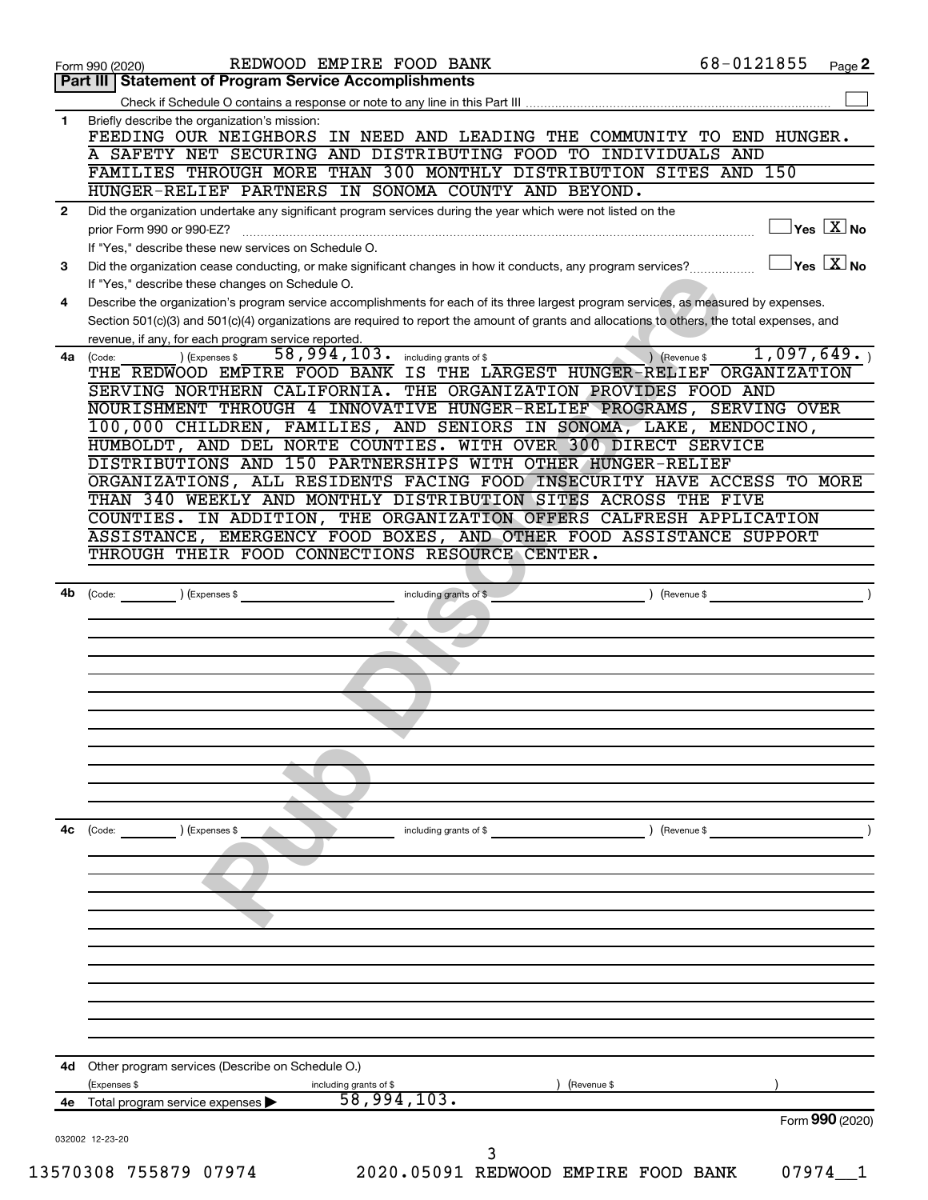Form 990 (2020) REDWOOD EMPIRE FOOD BANK 68-0121855 Page **2**

## Part III Statement of Program Service Accomplishments

Check if Schedule O contains a response or note to any line in this Part III ☐

**1** Briefly describe the organization's mission:

FEEDING OUR NEIGHBORS IN NEED AND LEADING THE COMMUNITY TO END HUNGER. A SAFETY NET SECURING AND DISTRIBUTING FOOD TO INDIVIDUALS AND FAMILIES THROUGH MORE THAN 300 MONTHLY DISTRIBUTION SITES AND 150 HUNGER-RELIEF PARTNERS IN SONOMA COUNTY AND BEYOND.

**2** Did the organization undertake any significant program services during the year which were not listed on the prior Form 990 or 990-EZ? ☐ Yes ☒ No

If "Yes," describe these new services on Schedule O.

**3** Did the organization cease conducting, or make significant changes in how it conducts, any program services? ☐ Yes ☒ No

If "Yes," describe these changes on Schedule O.

**4** Describe the organization's program service accomplishments for each of its three largest program services, as measured by expenses. Section 501(c)(3) and 501(c)(4) organizations are required to report the amount of grants and allocations to others, the total expenses, and revenue, if any, for each program service reported.

**4a** (Code: ) (Expenses $ 58,994,103. including grants of $ ) (Revenue $ 1,097,649. )

THE REDWOOD EMPIRE FOOD BANK IS THE LARGEST HUNGER-RELIEF ORGANIZATION SERVING NORTHERN CALIFORNIA. THE ORGANIZATION PROVIDES FOOD AND NOURISHMENT THROUGH 4 INNOVATIVE HUNGER-RELIEF PROGRAMS, SERVING OVER 100,000 CHILDREN, FAMILIES, AND SENIORS IN SONOMA, LAKE, MENDOCINO, HUMBOLDT, AND DEL NORTE COUNTIES. WITH OVER 300 DIRECT SERVICE DISTRIBUTIONS AND 150 PARTNERSHIPS WITH OTHER HUNGER-RELIEF ORGANIZATIONS, ALL RESIDENTS FACING FOOD INSECURITY HAVE ACCESS TO MORE THAN 340 WEEKLY AND MONTHLY DISTRIBUTION SITES ACROSS THE FIVE COUNTIES. IN ADDITION, THE ORGANIZATION OFFERS CALFRESH APPLICATION ASSISTANCE, EMERGENCY FOOD BOXES, AND OTHER FOOD ASSISTANCE SUPPORT THROUGH THEIR FOOD CONNECTIONS RESOURCE CENTER.

**4b** (Code: ) (Expenses $ including grants of $ ) (Revenue $ )

**4c** (Code: ) (Expenses $ including grants of $ ) (Revenue $ )

**4d** Other program services (Describe on Schedule O.)

(Expenses $ including grants of $ ) (Revenue $ )

**4e** Total program service expenses ▶ 58,994,103.

Form **990** (2020)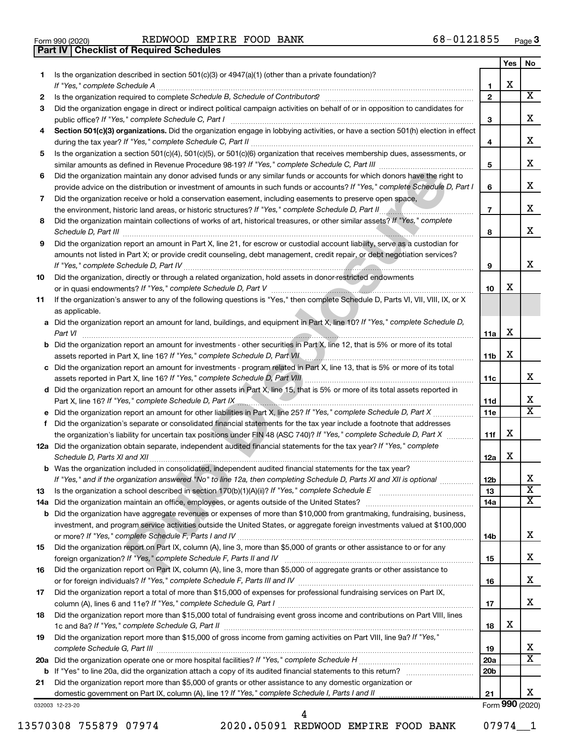Form 990 (2020) REDWOOD EMPIRE FOOD BANK 68-0121855 Page 3

## Part IV Checklist of Required Schedules

| | | | Yes | No |
|---|---|---|---|---|
| 1 | Is the organization described in section 501(c)(3) or 4947(a)(1) (other than a private foundation)? *If "Yes," complete Schedule A* | 1 | X | |
| 2 | Is the organization required to complete *Schedule B, Schedule of Contributors*? | 2 | | X |
| 3 | Did the organization engage in direct or indirect political campaign activities on behalf of or in opposition to candidates for public office? *If "Yes," complete Schedule C, Part I* | 3 | | X |
| 4 | **Section 501(c)(3) organizations.** Did the organization engage in lobbying activities, or have a section 501(h) election in effect during the tax year? *If "Yes," complete Schedule C, Part II* | 4 | | X |
| 5 | Is the organization a section 501(c)(4), 501(c)(5), or 501(c)(6) organization that receives membership dues, assessments, or similar amounts as defined in Revenue Procedure 98-19? *If "Yes," complete Schedule C, Part III* | 5 | | X |
| 6 | Did the organization maintain any donor advised funds or any similar funds or accounts for which donors have the right to provide advice on the distribution or investment of amounts in such funds or accounts? *If "Yes," complete Schedule D, Part I* | 6 | | X |
| 7 | Did the organization receive or hold a conservation easement, including easements to preserve open space, the environment, historic land areas, or historic structures? *If "Yes," complete Schedule D, Part II* | 7 | | X |
| 8 | Did the organization maintain collections of works of art, historical treasures, or other similar assets? *If "Yes," complete Schedule D, Part III* | 8 | | X |
| 9 | Did the organization report an amount in Part X, line 21, for escrow or custodial account liability, serve as a custodian for amounts not listed in Part X; or provide credit counseling, debt management, credit repair, or debt negotiation services? *If "Yes," complete Schedule D, Part IV* | 9 | | X |
| 10 | Did the organization, directly or through a related organization, hold assets in donor-restricted endowments or in quasi endowments? *If "Yes," complete Schedule D, Part V* | 10 | X | |
| 11 | If the organization's answer to any of the following questions is "Yes," then complete Schedule D, Parts VI, VII, VIII, IX, or X as applicable. | | | |
| a | Did the organization report an amount for land, buildings, and equipment in Part X, line 10? *If "Yes," complete Schedule D, Part VI* | 11a | X | |
| b | Did the organization report an amount for investments - other securities in Part X, line 12, that is 5% or more of its total assets reported in Part X, line 16? *If "Yes," complete Schedule D, Part VII* | 11b | X | |
| c | Did the organization report an amount for investments - program related in Part X, line 13, that is 5% or more of its total assets reported in Part X, line 16? *If "Yes," complete Schedule D, Part VIII* | 11c | | X |
| d | Did the organization report an amount for other assets in Part X, line 15, that is 5% or more of its total assets reported in Part X, line 16? *If "Yes," complete Schedule D, Part IX* | 11d | | X |
| e | Did the organization report an amount for other liabilities in Part X, line 25? *If "Yes," complete Schedule D, Part X* | 11e | | X |
| f | Did the organization's separate or consolidated financial statements for the tax year include a footnote that addresses the organization's liability for uncertain tax positions under FIN 48 (ASC 740)? *If "Yes," complete Schedule D, Part X* | 11f | X | |
| 12a | Did the organization obtain separate, independent audited financial statements for the tax year? *If "Yes," complete Schedule D, Parts XI and XII* | 12a | X | |
| b | Was the organization included in consolidated, independent audited financial statements for the tax year? *If "Yes," and if the organization answered "No" to line 12a, then completing Schedule D, Parts XI and XII is optional* | 12b | | X |
| 13 | Is the organization a school described in section 170(b)(1)(A)(ii)? *If "Yes," complete Schedule E* | 13 | | X |
| 14a | Did the organization maintain an office, employees, or agents outside of the United States? | 14a | | X |
| b | Did the organization have aggregate revenues or expenses of more than $10,000 from grantmaking, fundraising, business, investment, and program service activities outside the United States, or aggregate foreign investments valued at $100,000 or more? *If "Yes," complete Schedule F, Parts I and IV* | 14b | | X |
| 15 | Did the organization report on Part IX, column (A), line 3, more than $5,000 of grants or other assistance to or for any foreign organization? *If "Yes," complete Schedule F, Parts II and IV* | 15 | | X |
| 16 | Did the organization report on Part IX, column (A), line 3, more than $5,000 of aggregate grants or other assistance to or for foreign individuals? *If "Yes," complete Schedule F, Parts III and IV* | 16 | | X |
| 17 | Did the organization report a total of more than $15,000 of expenses for professional fundraising services on Part IX, column (A), lines 6 and 11e? *If "Yes," complete Schedule G, Part I* | 17 | | X |
| 18 | Did the organization report more than $15,000 total of fundraising event gross income and contributions on Part VIII, lines 1c and 8a? *If "Yes," complete Schedule G, Part II* | 18 | X | |
| 19 | Did the organization report more than $15,000 of gross income from gaming activities on Part VIII, line 9a? *If "Yes," complete Schedule G, Part III* | 19 | | X |
| 20a | Did the organization operate one or more hospital facilities? *If "Yes," complete Schedule H* | 20a | | X |
| b | If "Yes" to line 20a, did the organization attach a copy of its audited financial statements to this return? | 20b | | |
| 21 | Did the organization report more than $5,000 of grants or other assistance to any domestic organization or domestic government on Part IX, column (A), line 1? *If "Yes," complete Schedule I, Parts I and II* | 21 | | X |

032003 12-23-20 Form **990** (2020)

13570308 755879 07974 2020.05091 REDWOOD EMPIRE FOOD BANK 07974__1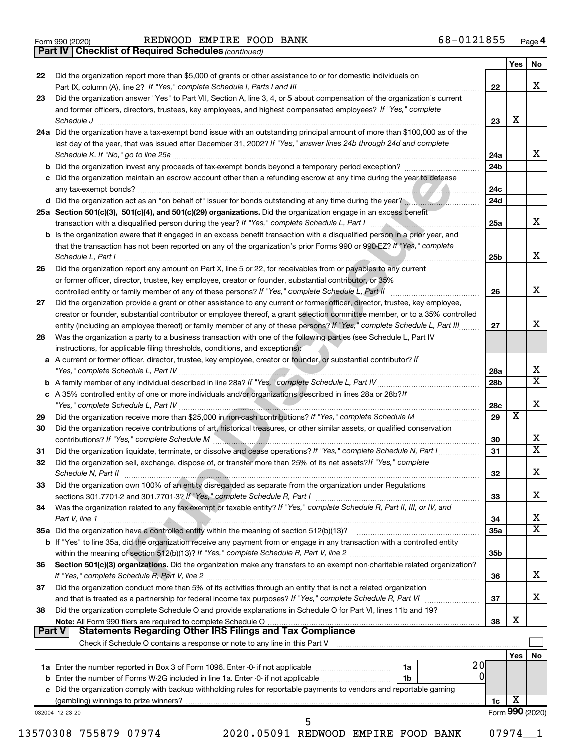Form 990 (2020) REDWOOD EMPIRE FOOD BANK 68-0121855 Page 4

**Part IV | Checklist of Required Schedules** *(continued)*

| | | | Yes | No |
|---|---|---|---|---|
| 22 | Did the organization report more than $5,000 of grants or other assistance to or for domestic individuals on Part IX, column (A), line 2? *If "Yes," complete Schedule I, Parts I and III* | 22 | | X |
| 23 | Did the organization answer "Yes" to Part VII, Section A, line 3, 4, or 5 about compensation of the organization's current and former officers, directors, trustees, key employees, and highest compensated employees? *If "Yes," complete Schedule J* | 23 | X | |
| 24a | Did the organization have a tax-exempt bond issue with an outstanding principal amount of more than $100,000 as of the last day of the year, that was issued after December 31, 2002? *If "Yes," answer lines 24b through 24d and complete Schedule K. If "No," go to line 25a* | 24a | | X |
| b | Did the organization invest any proceeds of tax-exempt bonds beyond a temporary period exception? | 24b | | |
| c | Did the organization maintain an escrow account other than a refunding escrow at any time during the year to defease any tax-exempt bonds? | 24c | | |
| d | Did the organization act as an "on behalf of" issuer for bonds outstanding at any time during the year? | 24d | | |
| 25a | **Section 501(c)(3), 501(c)(4), and 501(c)(29) organizations.** Did the organization engage in an excess benefit transaction with a disqualified person during the year? *If "Yes," complete Schedule L, Part I* | 25a | | X |
| b | Is the organization aware that it engaged in an excess benefit transaction with a disqualified person in a prior year, and that the transaction has not been reported on any of the organization's prior Forms 990 or 990-EZ? *If "Yes," complete Schedule L, Part I* | 25b | | X |
| 26 | Did the organization report any amount on Part X, line 5 or 22, for receivables from or payables to any current or former officer, director, trustee, key employee, creator or founder, substantial contributor, or 35% controlled entity or family member of any of these persons? *If "Yes," complete Schedule L, Part II* | 26 | | X |
| 27 | Did the organization provide a grant or other assistance to any current or former officer, director, trustee, key employee, creator or founder, substantial contributor or employee thereof, a grant selection committee member, or to a 35% controlled entity (including an employee thereof) or family member of any of these persons? *If "Yes," complete Schedule L, Part III* | 27 | | X |
| 28 | Was the organization a party to a business transaction with one of the following parties (see Schedule L, Part IV instructions, for applicable filing thresholds, conditions, and exceptions): | | | |
| a | A current or former officer, director, trustee, key employee, creator or founder, or substantial contributor? *If "Yes," complete Schedule L, Part IV* | 28a | | X |
| b | A family member of any individual described in line 28a? *If "Yes," complete Schedule L, Part IV* | 28b | | X |
| c | A 35% controlled entity of one or more individuals and/or organizations described in lines 28a or 28b? *If "Yes," complete Schedule L, Part IV* | 28c | | X |
| 29 | Did the organization receive more than $25,000 in non-cash contributions? *If "Yes," complete Schedule M* | 29 | X | |
| 30 | Did the organization receive contributions of art, historical treasures, or other similar assets, or qualified conservation contributions? *If "Yes," complete Schedule M* | 30 | | X |
| 31 | Did the organization liquidate, terminate, or dissolve and cease operations? *If "Yes," complete Schedule N, Part I* | 31 | | X |
| 32 | Did the organization sell, exchange, dispose of, or transfer more than 25% of its net assets? *If "Yes," complete Schedule N, Part II* | 32 | | X |
| 33 | Did the organization own 100% of an entity disregarded as separate from the organization under Regulations sections 301.7701-2 and 301.7701-3? *If "Yes," complete Schedule R, Part I* | 33 | | X |
| 34 | Was the organization related to any tax-exempt or taxable entity? *If "Yes," complete Schedule R, Part II, III, or IV, and Part V, line 1* | 34 | | X |
| 35a | Did the organization have a controlled entity within the meaning of section 512(b)(13)? | 35a | | X |
| b | If "Yes" to line 35a, did the organization receive any payment from or engage in any transaction with a controlled entity within the meaning of section 512(b)(13)? *If "Yes," complete Schedule R, Part V, line 2* | 35b | | |
| 36 | **Section 501(c)(3) organizations.** Did the organization make any transfers to an exempt non-charitable related organization? *If "Yes," complete Schedule R, Part V, line 2* | 36 | | X |
| 37 | Did the organization conduct more than 5% of its activities through an entity that is not a related organization and that is treated as a partnership for federal income tax purposes? *If "Yes," complete Schedule R, Part VI* | 37 | | X |
| 38 | Did the organization complete Schedule O and provide explanations in Schedule O for Part VI, lines 11b and 19? **Note:** All Form 990 filers are required to complete Schedule O | 38 | X | |

**Part V | Statements Regarding Other IRS Filings and Tax Compliance**

Check if Schedule O contains a response or note to any line in this Part V

| | | | | | Yes | No |
|---|---|---|---|---|---|---|
| 1a | Enter the number reported in Box 3 of Form 1096. Enter -0- if not applicable | 1a | 20 | | | |
| b | Enter the number of Forms W-2G included in line 1a. Enter -0- if not applicable | 1b | 0 | | | |
| c | Did the organization comply with backup withholding rules for reportable payments to vendors and reportable gaming (gambling) winnings to prize winners? | | | 1c | X | |

032004 12-23-20 Form **990** (2020)

13570308 755879 07974 2020.05091 REDWOOD EMPIRE FOOD BANK 07974__1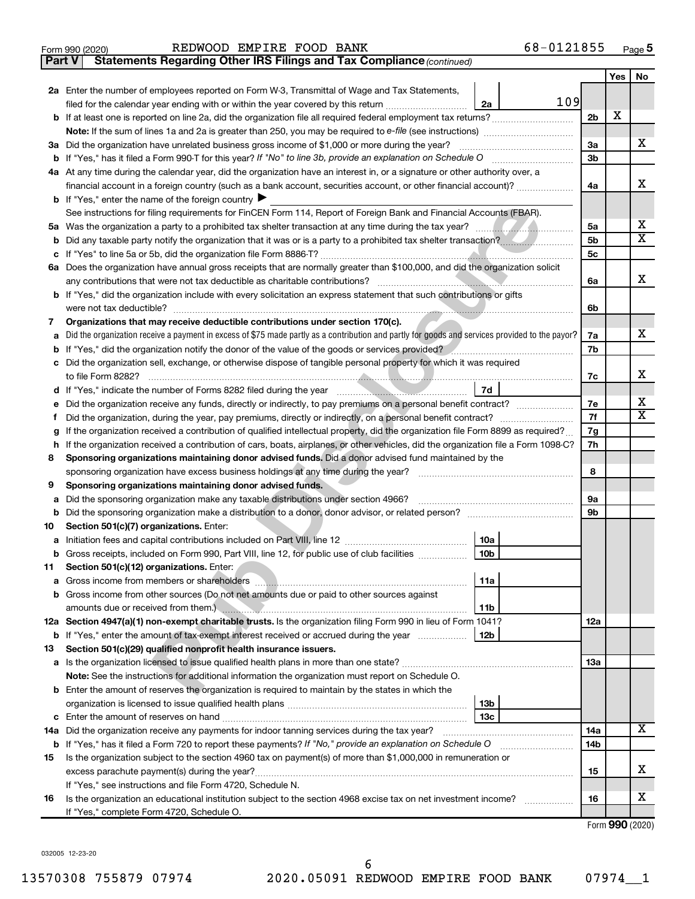Form 990 (2020) REDWOOD EMPIRE FOOD BANK 68-0121855

**Part V Statements Regarding Other IRS Filings and Tax Compliance** *(continued)*

| | | | | Yes | No |
|---|---|---|---|---|---|
| **2a** | Enter the number of employees reported on Form W-3, Transmittal of Wage and Tax Statements, filed for the calendar year ending with or within the year covered by this return | 2a 109 | | | |
| **b** | If at least one is reported on line 2a, did the organization file all required federal employment tax returns? | | 2b | X | |
| | **Note:** If the sum of lines 1a and 2a is greater than 250, you may be required to *e-file* (see instructions) | | | | |
| **3a** | Did the organization have unrelated business gross income of $1,000 or more during the year? | | 3a | | X |
| **b** | If "Yes," has it filed a Form 990-T for this year? *If "No" to line 3b, provide an explanation on Schedule O* | | 3b | | |
| **4a** | At any time during the calendar year, did the organization have an interest in, or a signature or other authority over, a financial account in a foreign country (such as a bank account, securities account, or other financial account)? | | 4a | | X |
| **b** | If "Yes," enter the name of the foreign country ▶ | | | | |
| | See instructions for filing requirements for FinCEN Form 114, Report of Foreign Bank and Financial Accounts (FBAR). | | | | |
| **5a** | Was the organization a party to a prohibited tax shelter transaction at any time during the tax year? | | 5a | | X |
| **b** | Did any taxable party notify the organization that it was or is a party to a prohibited tax shelter transaction? | | 5b | | X |
| **c** | If "Yes" to line 5a or 5b, did the organization file Form 8886-T? | | 5c | | |
| **6a** | Does the organization have annual gross receipts that are normally greater than $100,000, and did the organization solicit any contributions that were not tax deductible as charitable contributions? | | 6a | | X |
| **b** | If "Yes," did the organization include with every solicitation an express statement that such contributions or gifts were not tax deductible? | | 6b | | |
| **7** | **Organizations that may receive deductible contributions under section 170(c).** | | | | |
| **a** | Did the organization receive a payment in excess of $75 made partly as a contribution and partly for goods and services provided to the payor? | | 7a | | X |
| **b** | If "Yes," did the organization notify the donor of the value of the goods or services provided? | | 7b | | |
| **c** | Did the organization sell, exchange, or otherwise dispose of tangible personal property for which it was required to file Form 8282? | | 7c | | X |
| **d** | If "Yes," indicate the number of Forms 8282 filed during the year | 7d | | | |
| **e** | Did the organization receive any funds, directly or indirectly, to pay premiums on a personal benefit contract? | | 7e | | X |
| **f** | Did the organization, during the year, pay premiums, directly or indirectly, on a personal benefit contract? | | 7f | | X |
| **g** | If the organization received a contribution of qualified intellectual property, did the organization file Form 8899 as required? | | 7g | | |
| **h** | If the organization received a contribution of cars, boats, airplanes, or other vehicles, did the organization file a Form 1098-C? | | 7h | | |
| **8** | **Sponsoring organizations maintaining donor advised funds.** Did a donor advised fund maintained by the sponsoring organization have excess business holdings at any time during the year? | | 8 | | |
| **9** | **Sponsoring organizations maintaining donor advised funds.** | | | | |
| **a** | Did the sponsoring organization make any taxable distributions under section 4966? | | 9a | | |
| **b** | Did the sponsoring organization make a distribution to a donor, donor advisor, or related person? | | 9b | | |
| **10** | **Section 501(c)(7) organizations.** Enter: | | | | |
| **a** | Initiation fees and capital contributions included on Part VIII, line 12 | 10a | | | |
| **b** | Gross receipts, included on Form 990, Part VIII, line 12, for public use of club facilities | 10b | | | |
| **11** | **Section 501(c)(12) organizations.** Enter: | | | | |
| **a** | Gross income from members or shareholders | 11a | | | |
| **b** | Gross income from other sources (Do not net amounts due or paid to other sources against amounts due or received from them.) | 11b | | | |
| **12a** | **Section 4947(a)(1) non-exempt charitable trusts.** Is the organization filing Form 990 in lieu of Form 1041? | | 12a | | |
| **b** | If "Yes," enter the amount of tax-exempt interest received or accrued during the year | 12b | | | |
| **13** | **Section 501(c)(29) qualified nonprofit health insurance issuers.** | | | | |
| **a** | Is the organization licensed to issue qualified health plans in more than one state? | | 13a | | |
| | **Note:** See the instructions for additional information the organization must report on Schedule O. | | | | |
| **b** | Enter the amount of reserves the organization is required to maintain by the states in which the organization is licensed to issue qualified health plans | 13b | | | |
| **c** | Enter the amount of reserves on hand | 13c | | | |
| **14a** | Did the organization receive any payments for indoor tanning services during the tax year? | | 14a | | X |
| **b** | If "Yes," has it filed a Form 720 to report these payments? *If "No," provide an explanation on Schedule O* | | 14b | | |
| **15** | Is the organization subject to the section 4960 tax on payment(s) of more than $1,000,000 in remuneration or excess parachute payment(s) during the year? | | 15 | | X |
| | If "Yes," see instructions and file Form 4720, Schedule N. | | | | |
| **16** | Is the organization an educational institution subject to the section 4968 excise tax on net investment income? | | 16 | | X |
| | If "Yes," complete Form 4720, Schedule O. | | | | |

Form **990** (2020)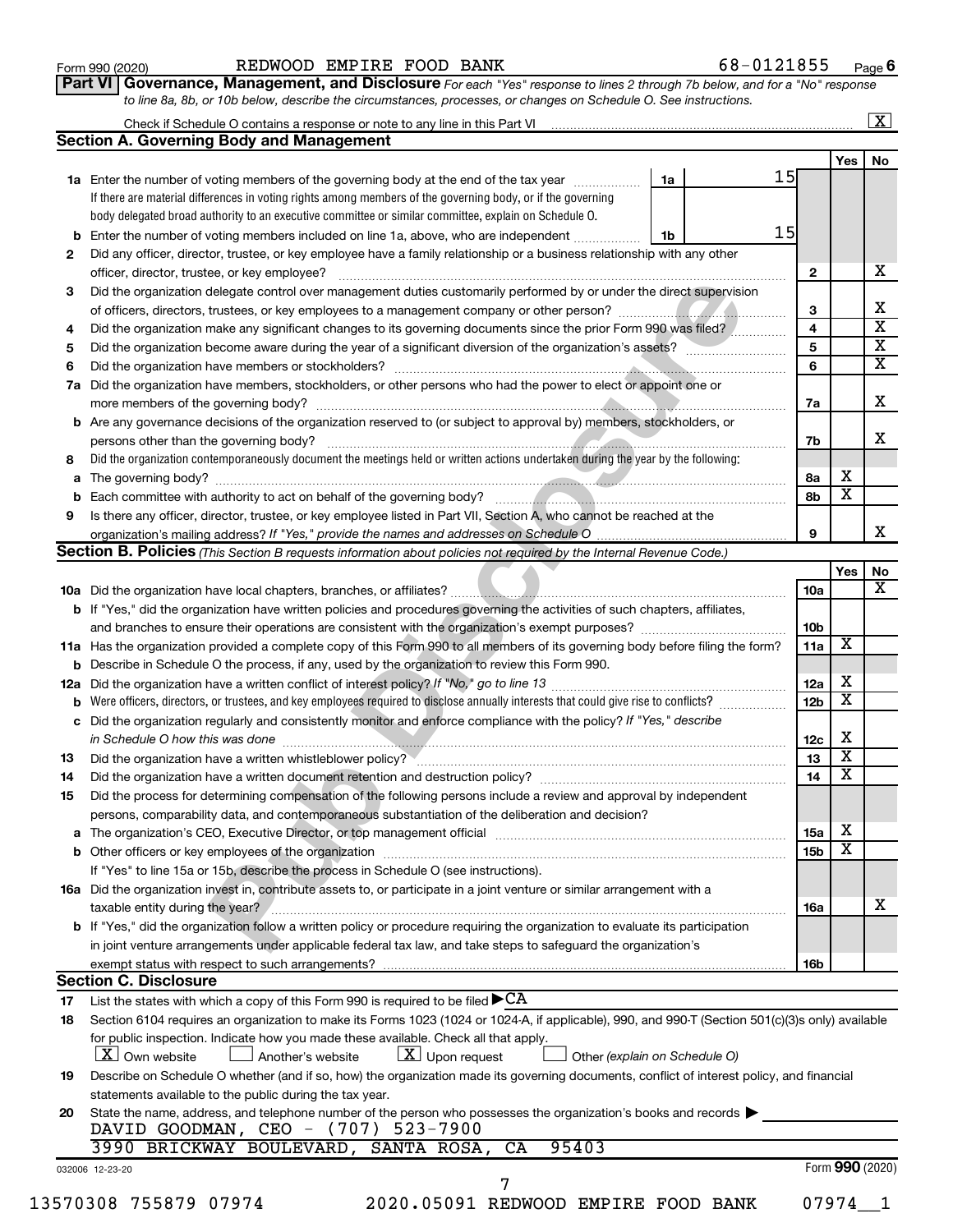Form 990 (2020) REDWOOD EMPIRE FOOD BANK 68-0121855 Page 6

**Part VI Governance, Management, and Disclosure** *For each "Yes" response to lines 2 through 7b below, and for a "No" response to line 8a, 8b, or 10b below, describe the circumstances, processes, or changes on Schedule O. See instructions.*

Check if Schedule O contains a response or note to any line in this Part VI ... [X]

## Section A. Governing Body and Management

| | | | | | Yes | No |
|---|---|---|---|---|---|---|
| **1a** | Enter the number of voting members of the governing body at the end of the tax year. If there are material differences in voting rights among members of the governing body, or if the governing body delegated broad authority to an executive committee or similar committee, explain on Schedule O. | 1a | 15 | | | |
| **b** | Enter the number of voting members included on line 1a, above, who are independent | 1b | 15 | | | |
| **2** | Did any officer, director, trustee, or key employee have a family relationship or a business relationship with any other officer, director, trustee, or key employee? | | | 2 | | X |
| **3** | Did the organization delegate control over management duties customarily performed by or under the direct supervision of officers, directors, trustees, or key employees to a management company or other person? | | | 3 | | X |
| **4** | Did the organization make any significant changes to its governing documents since the prior Form 990 was filed? | | | 4 | | X |
| **5** | Did the organization become aware during the year of a significant diversion of the organization's assets? | | | 5 | | X |
| **6** | Did the organization have members or stockholders? | | | 6 | | X |
| **7a** | Did the organization have members, stockholders, or other persons who had the power to elect or appoint one or more members of the governing body? | | | 7a | | X |
| **b** | Are any governance decisions of the organization reserved to (or subject to approval by) members, stockholders, or persons other than the governing body? | | | 7b | | X |
| **8** | Did the organization contemporaneously document the meetings held or written actions undertaken during the year by the following: | | | | | |
| **a** | The governing body? | | | 8a | X | |
| **b** | Each committee with authority to act on behalf of the governing body? | | | 8b | X | |
| **9** | Is there any officer, director, trustee, or key employee listed in Part VII, Section A, who cannot be reached at the organization's mailing address? *If "Yes," provide the names and addresses on Schedule O* | | | 9 | | X |

## Section B. Policies *(This Section B requests information about policies not required by the Internal Revenue Code.)*

| | | | Yes | No |
|---|---|---|---|---|
| **10a** | Did the organization have local chapters, branches, or affiliates? | 10a | | X |
| **b** | If "Yes," did the organization have written policies and procedures governing the activities of such chapters, affiliates, and branches to ensure their operations are consistent with the organization's exempt purposes? | 10b | | |
| **11a** | Has the organization provided a complete copy of this Form 990 to all members of its governing body before filing the form? | 11a | X | |
| **b** | Describe in Schedule O the process, if any, used by the organization to review this Form 990. | | | |
| **12a** | Did the organization have a written conflict of interest policy? *If "No," go to line 13* | 12a | X | |
| **b** | Were officers, directors, or trustees, and key employees required to disclose annually interests that could give rise to conflicts? | 12b | X | |
| **c** | Did the organization regularly and consistently monitor and enforce compliance with the policy? *If "Yes," describe in Schedule O how this was done* | 12c | X | |
| **13** | Did the organization have a written whistleblower policy? | 13 | X | |
| **14** | Did the organization have a written document retention and destruction policy? | 14 | X | |
| **15** | Did the process for determining compensation of the following persons include a review and approval by independent persons, comparability data, and contemporaneous substantiation of the deliberation and decision? | | | |
| **a** | The organization's CEO, Executive Director, or top management official | 15a | X | |
| **b** | Other officers or key employees of the organization | 15b | X | |
| | If "Yes" to line 15a or 15b, describe the process in Schedule O (see instructions). | | | |
| **16a** | Did the organization invest in, contribute assets to, or participate in a joint venture or similar arrangement with a taxable entity during the year? | 16a | | X |
| **b** | If "Yes," did the organization follow a written policy or procedure requiring the organization to evaluate its participation in joint venture arrangements under applicable federal tax law, and take steps to safeguard the organization's exempt status with respect to such arrangements? | 16b | | |

## Section C. Disclosure

**17** List the states with which a copy of this Form 990 is required to be filed ▶ CA

**18** Section 6104 requires an organization to make its Forms 1023 (1024 or 1024-A, if applicable), 990, and 990-T (Section 501(c)(3)s only) available for public inspection. Indicate how you made these available. Check all that apply.

[X] Own website [ ] Another's website [X] Upon request [ ] Other *(explain on Schedule O)*

**19** Describe on Schedule O whether (and if so, how) the organization made its governing documents, conflict of interest policy, and financial statements available to the public during the tax year.

**20** State the name, address, and telephone number of the person who possesses the organization's books and records ▶

DAVID GOODMAN, CEO - (707) 523-7900
3990 BRICKWAY BOULEVARD, SANTA ROSA, CA 95403

032006 12-23-20 Form **990** (2020)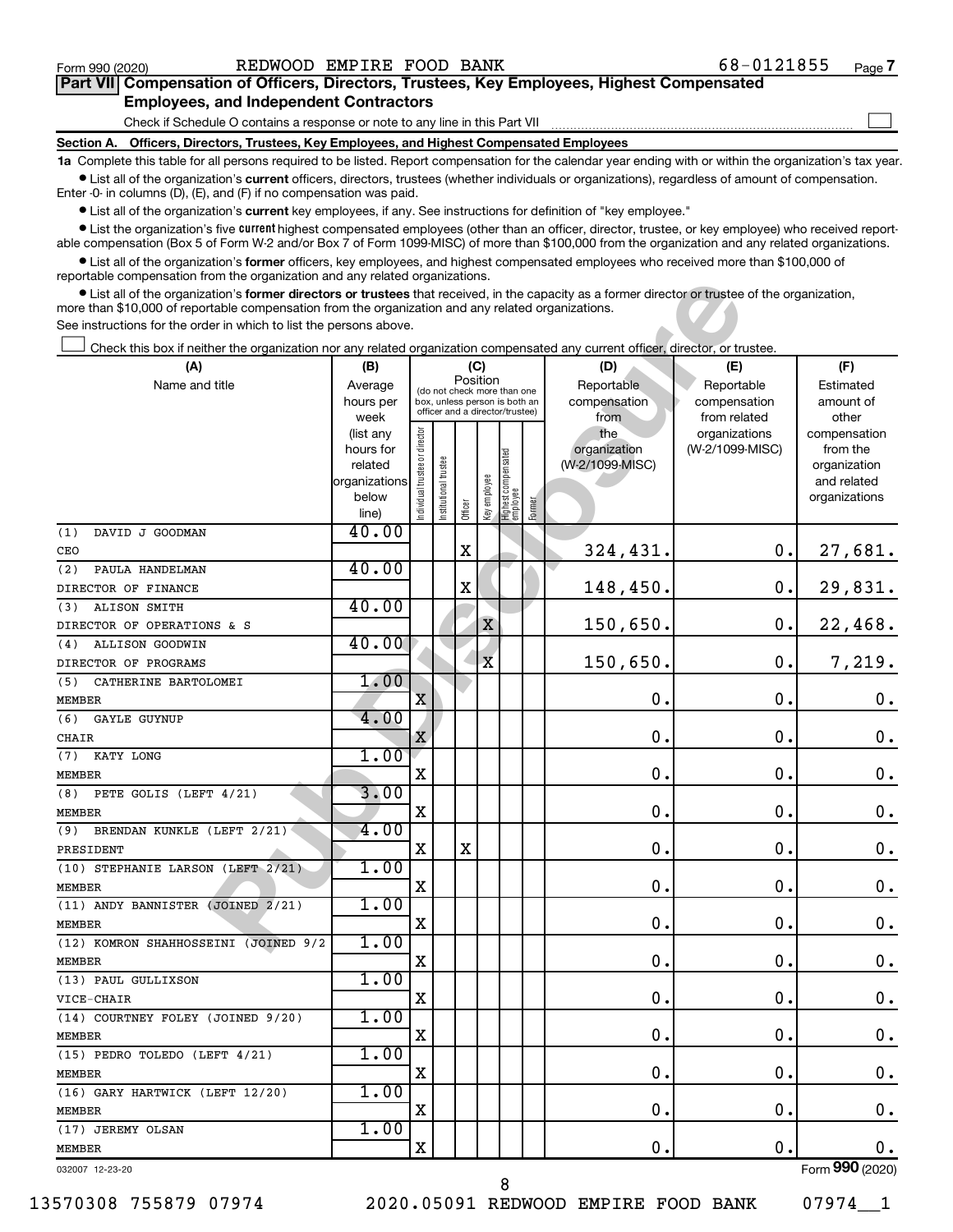Form 990 (2020) REDWOOD EMPIRE FOOD BANK 68-0121855

## Part VII Compensation of Officers, Directors, Trustees, Key Employees, Highest Compensated Employees, and Independent Contractors

Check if Schedule O contains a response or note to any line in this Part VII

### Section A. Officers, Directors, Trustees, Key Employees, and Highest Compensated Employees

**1a** Complete this table for all persons required to be listed. Report compensation for the calendar year ending with or within the organization's tax year.

- List all of the organization's **current** officers, directors, trustees (whether individuals or organizations), regardless of amount of compensation. Enter -0- in columns (D), (E), and (F) if no compensation was paid.
- List all of the organization's **current** key employees, if any. See instructions for definition of "key employee."
- List the organization's five **current** highest compensated employees (other than an officer, director, trustee, or key employee) who received reportable compensation (Box 5 of Form W-2 and/or Box 7 of Form 1099-MISC) of more than $100,000 from the organization and any related organizations.
- List all of the organization's **former** officers, key employees, and highest compensated employees who received more than $100,000 of reportable compensation from the organization and any related organizations.
- List all of the organization's **former directors or trustees** that received, in the capacity as a former director or trustee of the organization, more than $10,000 of reportable compensation from the organization and any related organizations.

See instructions for the order in which to list the persons above.

Check this box if neither the organization nor any related organization compensated any current officer, director, or trustee.

| (A) Name and title | (B) Average hours per week (list any hours for related organizations below line) | (C) Position: Individual trustee or director | Institutional trustee | Officer | Key employee | Highest compensated employee | Former | (D) Reportable compensation from the organization (W-2/1099-MISC) | (E) Reportable compensation from related organizations (W-2/1099-MISC) | (F) Estimated amount of other compensation from the organization and related organizations |
|---|---|---|---|---|---|---|---|---|---|---|
| (1) DAVID J GOODMAN<br>CEO | 40.00 | | | X | | | | 324,431. | 0. | 27,681. |
| (2) PAULA HANDELMAN<br>DIRECTOR OF FINANCE | 40.00 | | | X | | | | 148,450. | 0. | 29,831. |
| (3) ALISON SMITH<br>DIRECTOR OF OPERATIONS & S | 40.00 | | | | X | | | 150,650. | 0. | 22,468. |
| (4) ALLISON GOODWIN<br>DIRECTOR OF PROGRAMS | 40.00 | | | | X | | | 150,650. | 0. | 7,219. |
| (5) CATHERINE BARTOLOMEI<br>MEMBER | 1.00 | X | | | | | | 0. | 0. | 0. |
| (6) GAYLE GUYNUP<br>CHAIR | 4.00 | X | | | | | | 0. | 0. | 0. |
| (7) KATY LONG<br>MEMBER | 1.00 | X | | | | | | 0. | 0. | 0. |
| (8) PETE GOLIS (LEFT 4/21)<br>MEMBER | 3.00 | X | | | | | | 0. | 0. | 0. |
| (9) BRENDAN KUNKLE (LEFT 2/21)<br>PRESIDENT | 4.00 | X | | X | | | | 0. | 0. | 0. |
| (10) STEPHANIE LARSON (LEFT 2/21)<br>MEMBER | 1.00 | X | | | | | | 0. | 0. | 0. |
| (11) ANDY BANNISTER (JOINED 2/21)<br>MEMBER | 1.00 | X | | | | | | 0. | 0. | 0. |
| (12) KOMRON SHAHHOSSEINI (JOINED 9/2<br>MEMBER | 1.00 | X | | | | | | 0. | 0. | 0. |
| (13) PAUL GULLIXSON<br>VICE-CHAIR | 1.00 | X | | | | | | 0. | 0. | 0. |
| (14) COURTNEY FOLEY (JOINED 9/20)<br>MEMBER | 1.00 | X | | | | | | 0. | 0. | 0. |
| (15) PEDRO TOLEDO (LEFT 4/21)<br>MEMBER | 1.00 | X | | | | | | 0. | 0. | 0. |
| (16) GARY HARTWICK (LEFT 12/20)<br>MEMBER | 1.00 | X | | | | | | 0. | 0. | 0. |
| (17) JEREMY OLSAN<br>MEMBER | 1.00 | X | | | | | | 0. | 0. | 0. |

032007 12-23-20 Form 990 (2020)

13570308 755879 07974 2020.05091 REDWOOD EMPIRE FOOD BANK 07974__1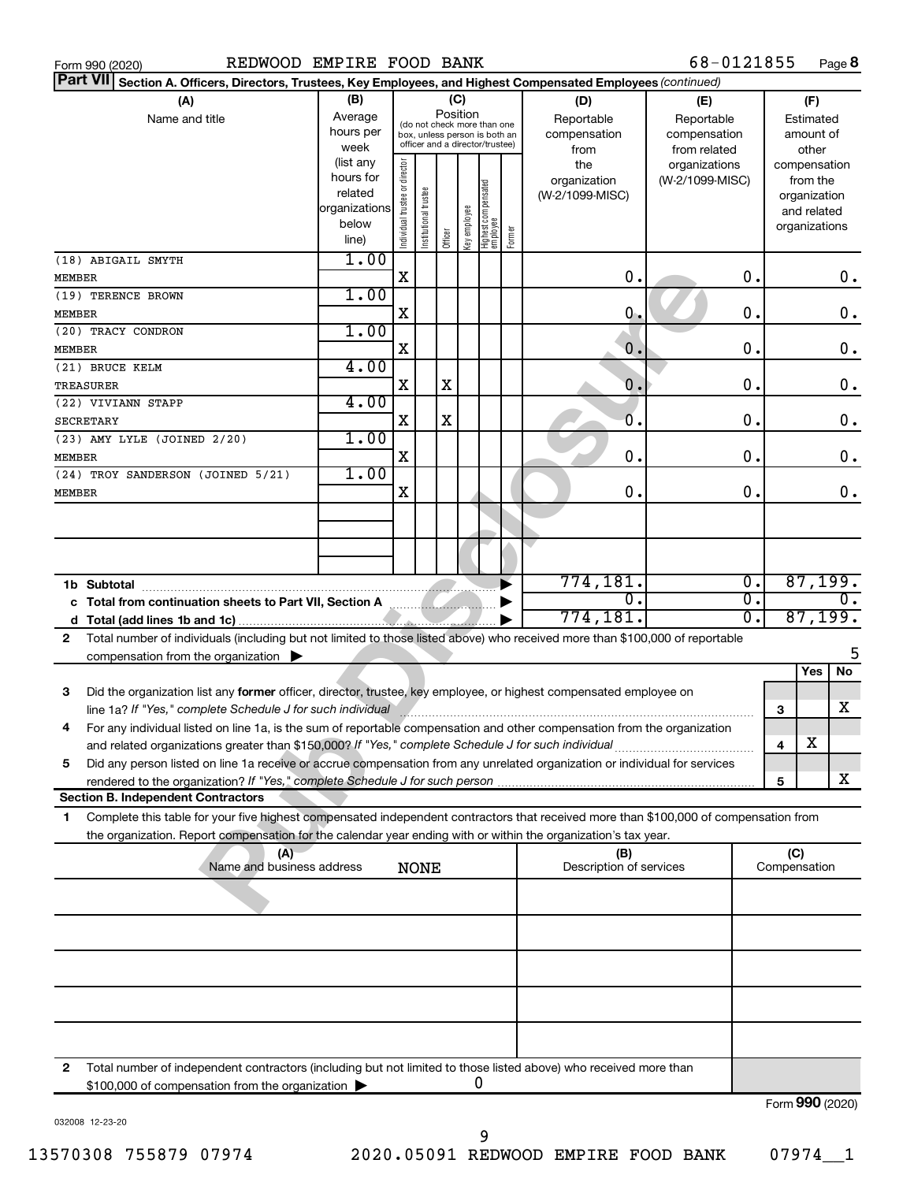Form 990 (2020) REDWOOD EMPIRE FOOD BANK 68-0121855

**Part VII Section A. Officers, Directors, Trustees, Key Employees, and Highest Compensated Employees** *(continued)*

| (A) Name and title | (B) Average hours per week (list any hours for related organizations below line) | (C) Individual trustee or director | Institutional trustee | Officer | Key employee | Highest compensated employee | Former | (D) Reportable compensation from the organization (W-2/1099-MISC) | (E) Reportable compensation from related organizations (W-2/1099-MISC) | (F) Estimated amount of other compensation from the organization and related organizations |
|---|---|---|---|---|---|---|---|---|---|---|
| (18) ABIGAIL SMYTH<br>MEMBER | 1.00 | X | | | | | | 0. | 0. | 0. |
| (19) TERENCE BROWN<br>MEMBER | 1.00 | X | | | | | | 0. | 0. | 0. |
| (20) TRACY CONDRON<br>MEMBER | 1.00 | X | | | | | | 0. | 0. | 0. |
| (21) BRUCE KELM<br>TREASURER | 4.00 | X | | X | | | | 0. | 0. | 0. |
| (22) VIVIANN STAPP<br>SECRETARY | 4.00 | X | | X | | | | 0. | 0. | 0. |
| (23) AMY LYLE (JOINED 2/20)<br>MEMBER | 1.00 | X | | | | | | 0. | 0. | 0. |
| (24) TROY SANDERSON (JOINED 5/21)<br>MEMBER | 1.00 | X | | | | | | 0. | 0. | 0. |
| 1b Subtotal | | | | | | | | 774,181. | 0. | 87,199. |
| c Total from continuation sheets to Part VII, Section A | | | | | | | | 0. | 0. | 0. |
| d Total (add lines 1b and 1c) | | | | | | | | 774,181. | 0. | 87,199. |

2 Total number of individuals (including but not limited to those listed above) who received more than $100,000 of reportable compensation from the organization ▶ 5

| | | Yes | No |
|---|---|---|---|
| 3 Did the organization list any **former** officer, director, trustee, key employee, or highest compensated employee on line 1a? *If "Yes," complete Schedule J for such individual* | 3 | | X |
| 4 For any individual listed on line 1a, is the sum of reportable compensation and other compensation from the organization and related organizations greater than $150,000? *If "Yes," complete Schedule J for such individual* | 4 | X | |
| 5 Did any person listed on line 1a receive or accrue compensation from any unrelated organization or individual for services rendered to the organization? *If "Yes," complete Schedule J for such person* | 5 | | X |

**Section B. Independent Contractors**

1 Complete this table for your five highest compensated independent contractors that received more than $100,000 of compensation from the organization. Report compensation for the calendar year ending with or within the organization's tax year.

| (A) Name and business address | (B) Description of services | (C) Compensation |
|---|---|---|
| NONE | | |
| | | |
| | | |
| | | |
| | | |

2 Total number of independent contractors (including but not limited to those listed above) who received more than $100,000 of compensation from the organization ▶ 0

Form **990** (2020)

032008 12-23-20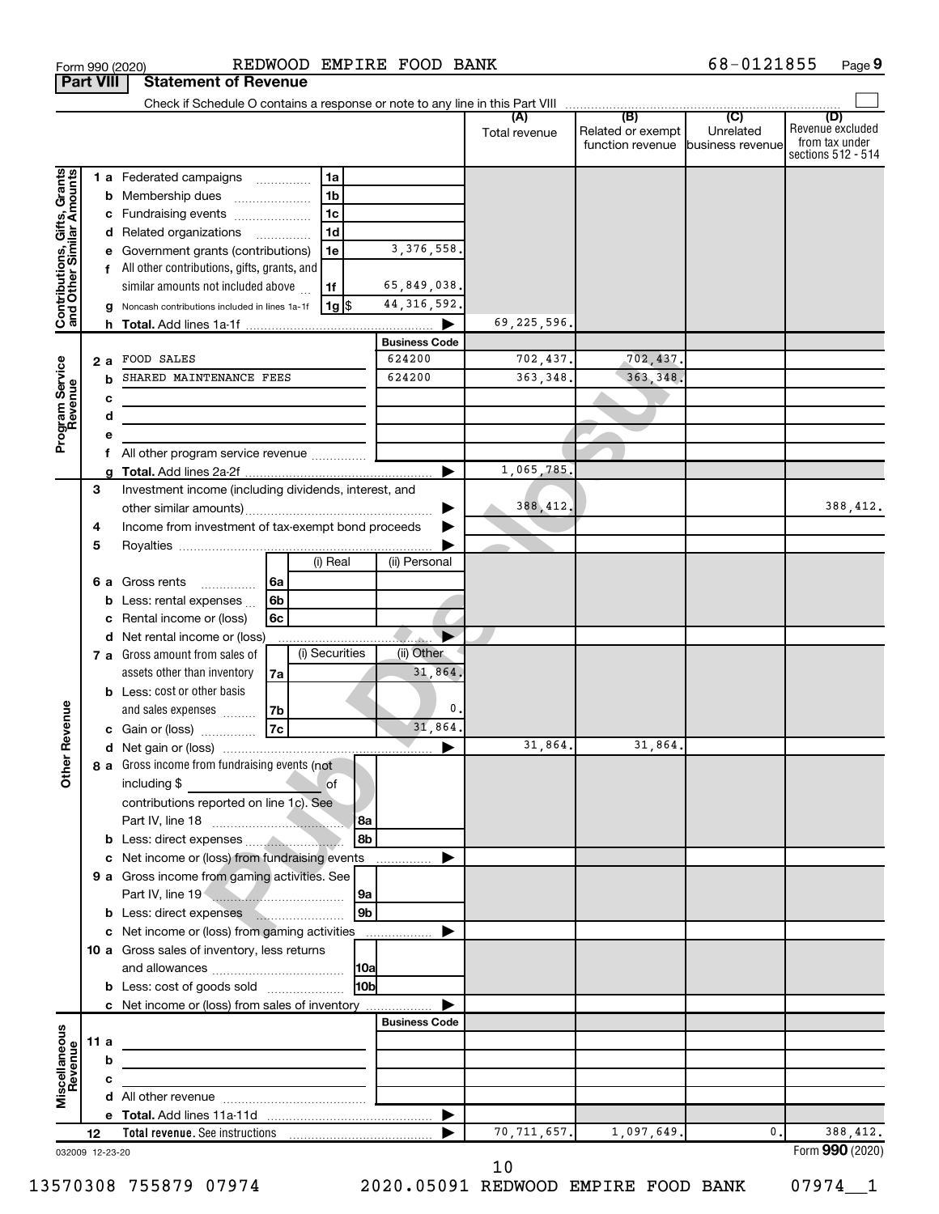Form 990 (2020) REDWOOD EMPIRE FOOD BANK 68-0121855

## Part VIII Statement of Revenue

Check if Schedule O contains a response or note to any line in this Part VIII

| | | | | | (A) Total revenue | (B) Related or exempt function revenue | (C) Unrelated business revenue | (D) Revenue excluded from tax under sections 512 - 514 |
|---|---|---|---|---|---|---|---|---|
| **Contributions, Gifts, Grants and Other Similar Amounts** | 1 a | Federated campaigns | 1a | | | | | |
| | b | Membership dues | 1b | | | | | |
| | c | Fundraising events | 1c | | | | | |
| | d | Related organizations | 1d | | | | | |
| | e | Government grants (contributions) | 1e | 3,376,558. | | | | |
| | f | All other contributions, gifts, grants, and similar amounts not included above | 1f | 65,849,038. | | | | |
| | g | Noncash contributions included in lines 1a-1f | 1g $ | 44,316,592. | | | | |
| | h | **Total.** Add lines 1a-1f | | | 69,225,596. | | | |
| | | | | **Business Code** | | | | |
| **Program Service Revenue** | 2 a | FOOD SALES | | 624200 | 702,437. | 702,437. | | |
| | b | SHARED MAINTENANCE FEES | | 624200 | 363,348. | 363,348. | | |
| | c | | | | | | | |
| | d | | | | | | | |
| | e | | | | | | | |
| | f | All other program service revenue | | | | | | |
| | g | **Total.** Add lines 2a-2f | | | 1,065,785. | | | |
| **Other Revenue** | 3 | Investment income (including dividends, interest, and other similar amounts) | | | 388,412. | | | 388,412. |
| | 4 | Income from investment of tax-exempt bond proceeds | | | | | | |
| | 5 | Royalties | | | | | | |
| | | | (i) Real | (ii) Personal | | | | |
| | 6 a | Gross rents | 6a | | | | | |
| | b | Less: rental expenses | 6b | | | | | |
| | c | Rental income or (loss) | 6c | | | | | |
| | d | Net rental income or (loss) | | | | | | |
| | | | (i) Securities | (ii) Other | | | | |
| | 7 a | Gross amount from sales of assets other than inventory | 7a | 31,864. | | | | |
| | b | Less: cost or other basis and sales expenses | 7b | 0. | | | | |
| | c | Gain or (loss) | 7c | 31,864. | | | | |
| | d | Net gain or (loss) | | | 31,864. | 31,864. | | |
| | 8 a | Gross income from fundraising events (not including $ of contributions reported on line 1c). See Part IV, line 18 | 8a | | | | | |
| | b | Less: direct expenses | 8b | | | | | |
| | c | Net income or (loss) from fundraising events | | | | | | |
| | 9 a | Gross income from gaming activities. See Part IV, line 19 | 9a | | | | | |
| | b | Less: direct expenses | 9b | | | | | |
| | c | Net income or (loss) from gaming activities | | | | | | |
| | 10 a | Gross sales of inventory, less returns and allowances | 10a | | | | | |
| | b | Less: cost of goods sold | 10b | | | | | |
| | c | Net income or (loss) from sales of inventory | | | | | | |
| | | | | **Business Code** | | | | |
| **Miscellaneous Revenue** | 11 a | | | | | | | |
| | b | | | | | | | |
| | c | | | | | | | |
| | d | All other revenue | | | | | | |
| | e | **Total.** Add lines 11a-11d | | | | | | |
| | 12 | **Total revenue.** See instructions | | | 70,711,657. | 1,097,649. | 0. | 388,412. |

032009 12-23-20

Form **990** (2020)

13570308 755879 07974 2020.05091 REDWOOD EMPIRE FOOD BANK 07974__1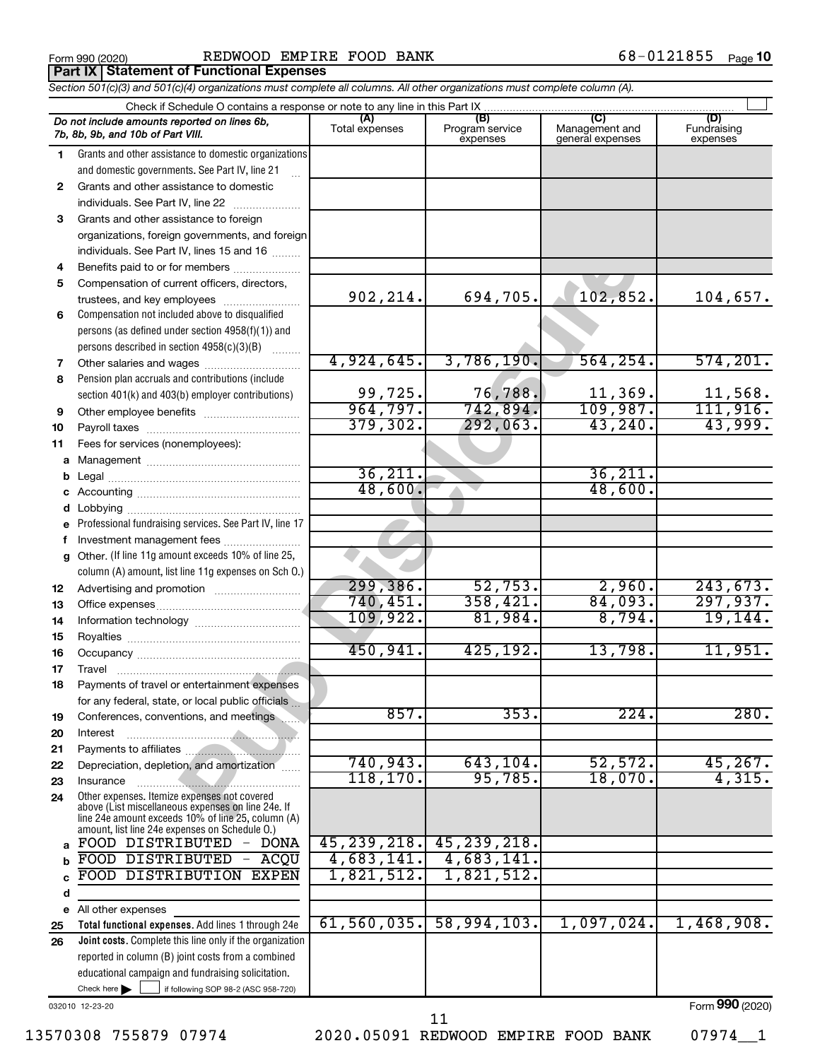Form 990 (2020) REDWOOD EMPIRE FOOD BANK 68-0121855 Page **10**

## Part IX Statement of Functional Expenses

*Section 501(c)(3) and 501(c)(4) organizations must complete all columns. All other organizations must complete column (A).*

Check if Schedule O contains a response or note to any line in this Part IX

| *Do not include amounts reported on lines 6b, 7b, 8b, 9b, and 10b of Part VIII.* | (A) Total expenses | (B) Program service expenses | (C) Management and general expenses | (D) Fundraising expenses |
|---|---|---|---|---|
| 1 Grants and other assistance to domestic organizations and domestic governments. See Part IV, line 21 | | | | |
| 2 Grants and other assistance to domestic individuals. See Part IV, line 22 | | | | |
| 3 Grants and other assistance to foreign organizations, foreign governments, and foreign individuals. See Part IV, lines 15 and 16 | | | | |
| 4 Benefits paid to or for members | | | | |
| 5 Compensation of current officers, directors, trustees, and key employees | 902,214. | 694,705. | 102,852. | 104,657. |
| 6 Compensation not included above to disqualified persons (as defined under section 4958(f)(1)) and persons described in section 4958(c)(3)(B) | | | | |
| 7 Other salaries and wages | 4,924,645. | 3,786,190. | 564,254. | 574,201. |
| 8 Pension plan accruals and contributions (include section 401(k) and 403(b) employer contributions) | 99,725. | 76,788. | 11,369. | 11,568. |
| 9 Other employee benefits | 964,797. | 742,894. | 109,987. | 111,916. |
| 10 Payroll taxes | 379,302. | 292,063. | 43,240. | 43,999. |
| 11 Fees for services (nonemployees): | | | | |
| a Management | | | | |
| b Legal | 36,211. | | 36,211. | |
| c Accounting | 48,600. | | 48,600. | |
| d Lobbying | | | | |
| e Professional fundraising services. See Part IV, line 17 | | | | |
| f Investment management fees | | | | |
| g Other. (If line 11g amount exceeds 10% of line 25, column (A) amount, list line 11g expenses on Sch O.) | | | | |
| 12 Advertising and promotion | 299,386. | 52,753. | 2,960. | 243,673. |
| 13 Office expenses | 740,451. | 358,421. | 84,093. | 297,937. |
| 14 Information technology | 109,922. | 81,984. | 8,794. | 19,144. |
| 15 Royalties | | | | |
| 16 Occupancy | 450,941. | 425,192. | 13,798. | 11,951. |
| 17 Travel | | | | |
| 18 Payments of travel or entertainment expenses for any federal, state, or local public officials | | | | |
| 19 Conferences, conventions, and meetings | 857. | 353. | 224. | 280. |
| 20 Interest | | | | |
| 21 Payments to affiliates | | | | |
| 22 Depreciation, depletion, and amortization | 740,943. | 643,104. | 52,572. | 45,267. |
| 23 Insurance | 118,170. | 95,785. | 18,070. | 4,315. |
| 24 Other expenses. Itemize expenses not covered above (List miscellaneous expenses on line 24e. If line 24e amount exceeds 10% of line 25, column (A) amount, list line 24e expenses on Schedule O.) | | | | |
| a FOOD DISTRIBUTED - DONA | 45,239,218. | 45,239,218. | | |
| b FOOD DISTRIBUTED - ACQU | 4,683,141. | 4,683,141. | | |
| c FOOD DISTRIBUTION EXPEN | 1,821,512. | 1,821,512. | | |
| d | | | | |
| e All other expenses | | | | |
| 25 **Total functional expenses.** Add lines 1 through 24e | 61,560,035. | 58,994,103. | 1,097,024. | 1,468,908. |
| 26 **Joint costs.** Complete this line only if the organization reported in column (B) joint costs from a combined educational campaign and fundraising solicitation. Check here ☐ if following SOP 98-2 (ASC 958-720) | | | | |

032010 12-23-20

Form **990** (2020)

13570308 755879 07974 2020.05091 REDWOOD EMPIRE FOOD BANK 07974__1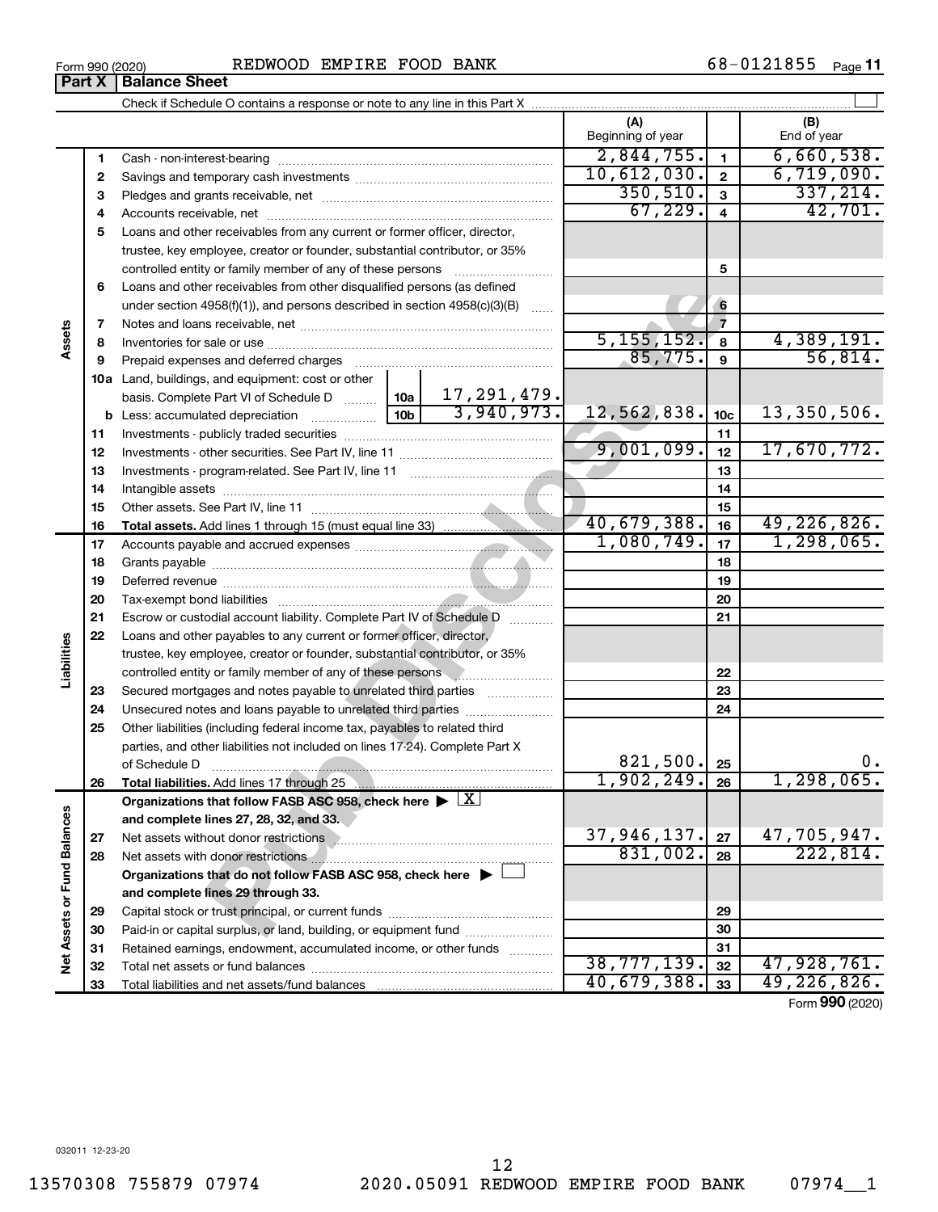Form 990 (2020) REDWOOD EMPIRE FOOD BANK 68-0121855

## Part X | Balance Sheet

Check if Schedule O contains a response or note to any line in this Part X

| | | | (A) Beginning of year | | (B) End of year |
|---|---|---|---|---|---|
| **Assets** | 1 | Cash - non-interest-bearing | 2,844,755. | 1 | 6,660,538. |
| | 2 | Savings and temporary cash investments | 10,612,030. | 2 | 6,719,090. |
| | 3 | Pledges and grants receivable, net | 350,510. | 3 | 337,214. |
| | 4 | Accounts receivable, net | 67,229. | 4 | 42,701. |
| | 5 | Loans and other receivables from any current or former officer, director, trustee, key employee, creator or founder, substantial contributor, or 35% controlled entity or family member of any of these persons | | 5 | |
| | 6 | Loans and other receivables from other disqualified persons (as defined under section 4958(f)(1)), and persons described in section 4958(c)(3)(B) | | 6 | |
| | 7 | Notes and loans receivable, net | | 7 | |
| | 8 | Inventories for sale or use | 5,155,152. | 8 | 4,389,191. |
| | 9 | Prepaid expenses and deferred charges | 85,775. | 9 | 56,814. |
| | 10a | Land, buildings, and equipment: cost or other basis. Complete Part VI of Schedule D — 10a: 17,291,479. | | | |
| | b | Less: accumulated depreciation — 10b: 3,940,973. | 12,562,838. | 10c | 13,350,506. |
| | 11 | Investments - publicly traded securities | | 11 | |
| | 12 | Investments - other securities. See Part IV, line 11 | 9,001,099. | 12 | 17,670,772. |
| | 13 | Investments - program-related. See Part IV, line 11 | | 13 | |
| | 14 | Intangible assets | | 14 | |
| | 15 | Other assets. See Part IV, line 11 | | 15 | |
| | 16 | **Total assets.** Add lines 1 through 15 (must equal line 33) | 40,679,388. | 16 | 49,226,826. |
| **Liabilities** | 17 | Accounts payable and accrued expenses | 1,080,749. | 17 | 1,298,065. |
| | 18 | Grants payable | | 18 | |
| | 19 | Deferred revenue | | 19 | |
| | 20 | Tax-exempt bond liabilities | | 20 | |
| | 21 | Escrow or custodial account liability. Complete Part IV of Schedule D | | 21 | |
| | 22 | Loans and other payables to any current or former officer, director, trustee, key employee, creator or founder, substantial contributor, or 35% controlled entity or family member of any of these persons | | 22 | |
| | 23 | Secured mortgages and notes payable to unrelated third parties | | 23 | |
| | 24 | Unsecured notes and loans payable to unrelated third parties | | 24 | |
| | 25 | Other liabilities (including federal income tax, payables to related third parties, and other liabilities not included on lines 17-24). Complete Part X of Schedule D | 821,500. | 25 | 0. |
| | 26 | **Total liabilities.** Add lines 17 through 25 | 1,902,249. | 26 | 1,298,065. |
| **Net Assets or Fund Balances** | | **Organizations that follow FASB ASC 958, check here ▶ [X] and complete lines 27, 28, 32, and 33.** | | | |
| | 27 | Net assets without donor restrictions | 37,946,137. | 27 | 47,705,947. |
| | 28 | Net assets with donor restrictions | 831,002. | 28 | 222,814. |
| | | **Organizations that do not follow FASB ASC 958, check here ▶ [ ] and complete lines 29 through 33.** | | | |
| | 29 | Capital stock or trust principal, or current funds | | 29 | |
| | 30 | Paid-in or capital surplus, or land, building, or equipment fund | | 30 | |
| | 31 | Retained earnings, endowment, accumulated income, or other funds | | 31 | |
| | 32 | Total net assets or fund balances | 38,777,139. | 32 | 47,928,761. |
| | 33 | Total liabilities and net assets/fund balances | 40,679,388. | 33 | 49,226,826. |

Form **990** (2020)

032011 12-23-20

13570308 755879 07974 2020.05091 REDWOOD EMPIRE FOOD BANK 07974__1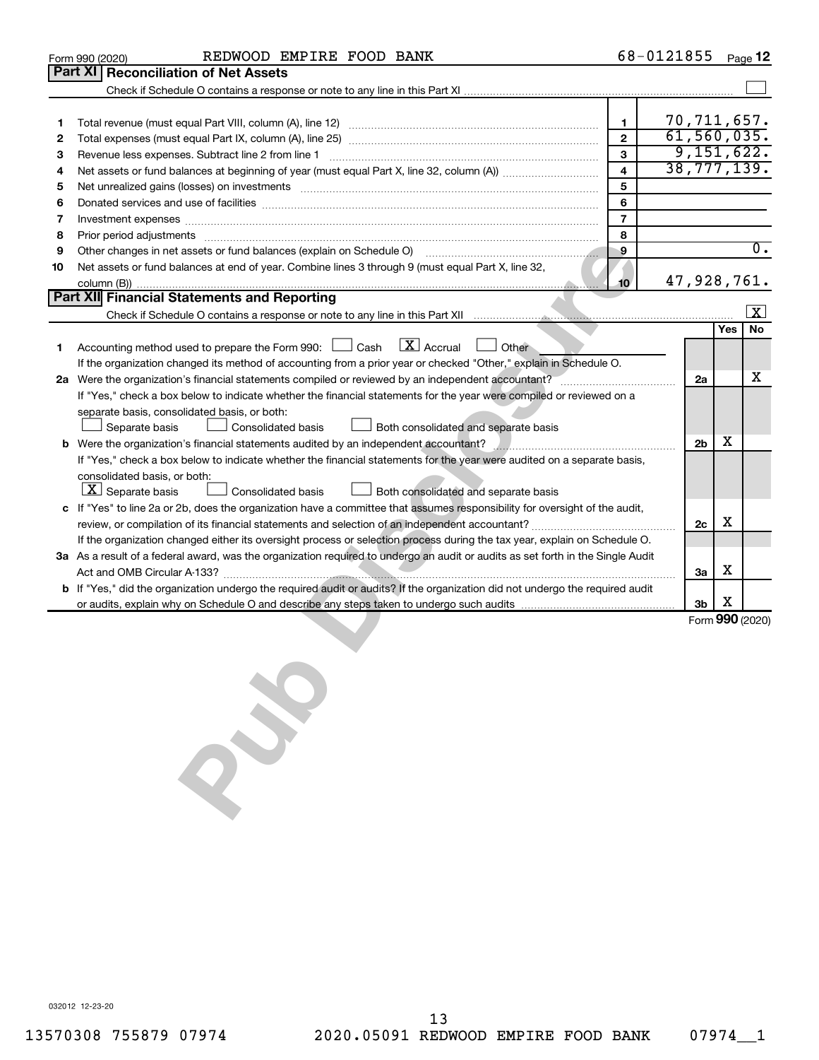Form 990 (2020) REDWOOD EMPIRE FOOD BANK 68-0121855 Page 12

## Part XI Reconciliation of Net Assets

Check if Schedule O contains a response or note to any line in this Part XI ☐

| | | | |
|---|---|---|---|
| 1 | Total revenue (must equal Part VIII, column (A), line 12) | 1 | 70,711,657. |
| 2 | Total expenses (must equal Part IX, column (A), line 25) | 2 | 61,560,035. |
| 3 | Revenue less expenses. Subtract line 2 from line 1 | 3 | 9,151,622. |
| 4 | Net assets or fund balances at beginning of year (must equal Part X, line 32, column (A)) | 4 | 38,777,139. |
| 5 | Net unrealized gains (losses) on investments | 5 | |
| 6 | Donated services and use of facilities | 6 | |
| 7 | Investment expenses | 7 | |
| 8 | Prior period adjustments | 8 | |
| 9 | Other changes in net assets or fund balances (explain on Schedule O) | 9 | 0. |
| 10 | Net assets or fund balances at end of year. Combine lines 3 through 9 (must equal Part X, line 32, column (B)) | 10 | 47,928,761. |

## Part XII Financial Statements and Reporting

Check if Schedule O contains a response or note to any line in this Part XII ☒

| | | | Yes | No |
|---|---|---|---|---|
| 1 | Accounting method used to prepare the Form 990: ☐ Cash ☒ Accrual ☐ Other<br>If the organization changed its method of accounting from a prior year or checked "Other," explain in Schedule O. | | | |
| 2a | Were the organization's financial statements compiled or reviewed by an independent accountant?<br>If "Yes," check a box below to indicate whether the financial statements for the year were compiled or reviewed on a separate basis, consolidated basis, or both:<br>☐ Separate basis ☐ Consolidated basis ☐ Both consolidated and separate basis | 2a | | X |
| b | Were the organization's financial statements audited by an independent accountant?<br>If "Yes," check a box below to indicate whether the financial statements for the year were audited on a separate basis, consolidated basis, or both:<br>☒ Separate basis ☐ Consolidated basis ☐ Both consolidated and separate basis | 2b | X | |
| c | If "Yes" to line 2a or 2b, does the organization have a committee that assumes responsibility for oversight of the audit, review, or compilation of its financial statements and selection of an independent accountant?<br>If the organization changed either its oversight process or selection process during the tax year, explain on Schedule O. | 2c | X | |
| 3a | As a result of a federal award, was the organization required to undergo an audit or audits as set forth in the Single Audit Act and OMB Circular A-133? | 3a | X | |
| b | If "Yes," did the organization undergo the required audit or audits? If the organization did not undergo the required audit or audits, explain why on Schedule O and describe any steps taken to undergo such audits | 3b | X | |

Form 990 (2020)

032012 12-23-20

13570308 755879 07974 2020.05091 REDWOOD EMPIRE FOOD BANK 07974__1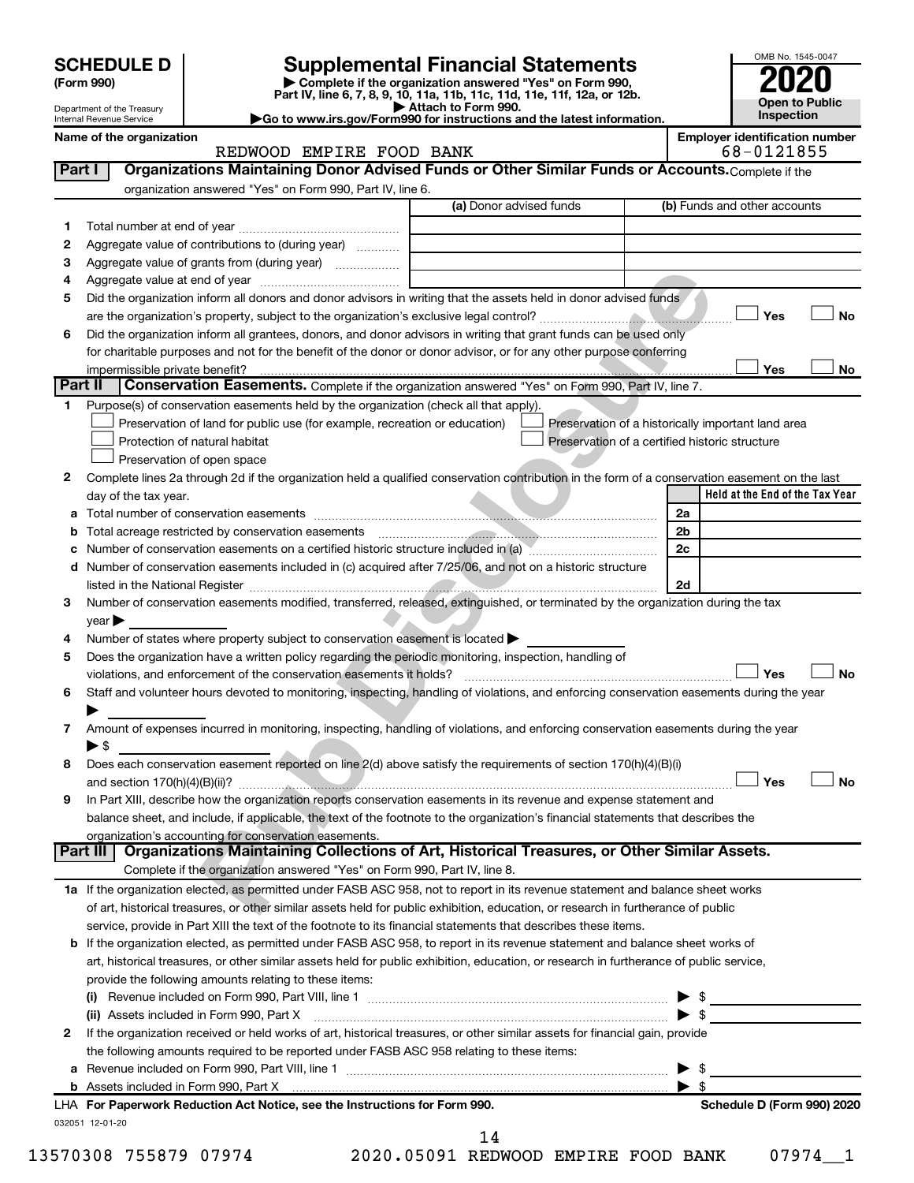**SCHEDULE D (Form 990)**

Department of the Treasury
Internal Revenue Service

# Supplemental Financial Statements

▶ Complete if the organization answered "Yes" on Form 990, Part IV, line 6, 7, 8, 9, 10, 11a, 11b, 11c, 11d, 11e, 11f, 12a, or 12b.
▶ Attach to Form 990.
▶Go to www.irs.gov/Form990 for instructions and the latest information.

OMB No. 1545-0047
**2020**
**Open to Public Inspection**

**Name of the organization:** REDWOOD EMPIRE FOOD BANK
**Employer identification number:** 68-0121855

## Part I — Organizations Maintaining Donor Advised Funds or Other Similar Funds or Accounts.
Complete if the organization answered "Yes" on Form 990, Part IV, line 6.

| | | (a) Donor advised funds | (b) Funds and other accounts |
|---|---|---|---|
| 1 | Total number at end of year | | |
| 2 | Aggregate value of contributions to (during year) | | |
| 3 | Aggregate value of grants from (during year) | | |
| 4 | Aggregate value at end of year | | |

5 Did the organization inform all donors and donor advisors in writing that the assets held in donor advised funds are the organization's property, subject to the organization's exclusive legal control? ☐ Yes ☐ No

6 Did the organization inform all grantees, donors, and donor advisors in writing that grant funds can be used only for charitable purposes and not for the benefit of the donor or donor advisor, or for any other purpose conferring impermissible private benefit? ☐ Yes ☐ No

## Part II — Conservation Easements.
Complete if the organization answered "Yes" on Form 990, Part IV, line 7.

1 Purpose(s) of conservation easements held by the organization (check all that apply).
- ☐ Preservation of land for public use (for example, recreation or education)
- ☐ Protection of natural habitat
- ☐ Preservation of open space
- ☐ Preservation of a historically important land area
- ☐ Preservation of a certified historic structure

2 Complete lines 2a through 2d if the organization held a qualified conservation contribution in the form of a conservation easement on the last day of the tax year.

| | | | Held at the End of the Tax Year |
|---|---|---|---|
| a | Total number of conservation easements | 2a | |
| b | Total acreage restricted by conservation easements | 2b | |
| c | Number of conservation easements on a certified historic structure included in (a) | 2c | |
| d | Number of conservation easements included in (c) acquired after 7/25/06, and not on a historic structure listed in the National Register | 2d | |

3 Number of conservation easements modified, transferred, released, extinguished, or terminated by the organization during the tax year ▶

4 Number of states where property subject to conservation easement is located ▶

5 Does the organization have a written policy regarding the periodic monitoring, inspection, handling of violations, and enforcement of the conservation easements it holds? ☐ Yes ☐ No

6 Staff and volunteer hours devoted to monitoring, inspecting, handling of violations, and enforcing conservation easements during the year ▶

7 Amount of expenses incurred in monitoring, inspecting, handling of violations, and enforcing conservation easements during the year ▶ $

8 Does each conservation easement reported on line 2(d) above satisfy the requirements of section 170(h)(4)(B)(i) and section 170(h)(4)(B)(ii)? ☐ Yes ☐ No

9 In Part XIII, describe how the organization reports conservation easements in its revenue and expense statement and balance sheet, and include, if applicable, the text of the footnote to the organization's financial statements that describes the organization's accounting for conservation easements.

## Part III — Organizations Maintaining Collections of Art, Historical Treasures, or Other Similar Assets.
Complete if the organization answered "Yes" on Form 990, Part IV, line 8.

1a If the organization elected, as permitted under FASB ASC 958, not to report in its revenue statement and balance sheet works of art, historical treasures, or other similar assets held for public exhibition, education, or research in furtherance of public service, provide in Part XIII the text of the footnote to its financial statements that describes these items.

b If the organization elected, as permitted under FASB ASC 958, to report in its revenue statement and balance sheet works of art, historical treasures, or other similar assets held for public exhibition, education, or research in furtherance of public service, provide the following amounts relating to these items:

(i) Revenue included on Form 990, Part VIII, line 1 ▶ $

(ii) Assets included in Form 990, Part X ▶ $

2 If the organization received or held works of art, historical treasures, or other similar assets for financial gain, provide the following amounts required to be reported under FASB ASC 958 relating to these items:

a Revenue included on Form 990, Part VIII, line 1 ▶ $

b Assets included in Form 990, Part X ▶ $

LHA **For Paperwork Reduction Act Notice, see the Instructions for Form 990.** **Schedule D (Form 990) 2020**

032051 12-01-20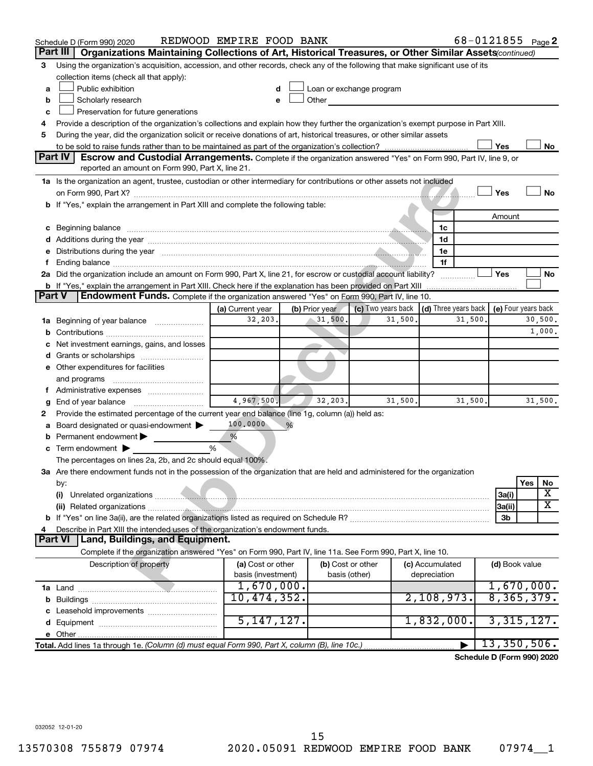Schedule D (Form 990) 2020 REDWOOD EMPIRE FOOD BANK 68-0121855 Page 2

## Part III Organizations Maintaining Collections of Art, Historical Treasures, or Other Similar Assets *(continued)*

3 Using the organization's acquisition, accession, and other records, check any of the following that make significant use of its collection items (check all that apply):

- a ☐ Public exhibition
- b ☐ Scholarly research
- c ☐ Preservation for future generations
- d ☐ Loan or exchange program
- e ☐ Other

4 Provide a description of the organization's collections and explain how they further the organization's exempt purpose in Part XIII.

5 During the year, did the organization solicit or receive donations of art, historical treasures, or other similar assets to be sold to raise funds rather than to be maintained as part of the organization's collection? ☐ Yes ☐ No

## Part IV Escrow and Custodial Arrangements.

Complete if the organization answered "Yes" on Form 990, Part IV, line 9, or reported an amount on Form 990, Part X, line 21.

1a Is the organization an agent, trustee, custodian or other intermediary for contributions or other assets not included on Form 990, Part X? ☐ Yes ☐ No

b If "Yes," explain the arrangement in Part XIII and complete the following table:

| | | Amount |
|---|---|---|
| c Beginning balance | 1c | |
| d Additions during the year | 1d | |
| e Distributions during the year | 1e | |
| f Ending balance | 1f | |

2a Did the organization include an amount on Form 990, Part X, line 21, for escrow or custodial account liability? ☐ Yes ☐ No

b If "Yes," explain the arrangement in Part XIII. Check here if the explanation has been provided on Part XIII ☐

## Part V Endowment Funds.

Complete if the organization answered "Yes" on Form 990, Part IV, line 10.

| | (a) Current year | (b) Prior year | (c) Two years back | (d) Three years back | (e) Four years back |
|---|---|---|---|---|---|
| 1a Beginning of year balance | 32,203. | 31,500. | 31,500. | 31,500. | 30,500. |
| b Contributions | | | | | 1,000. |
| c Net investment earnings, gains, and losses | | | | | |
| d Grants or scholarships | | | | | |
| e Other expenditures for facilities and programs | | | | | |
| f Administrative expenses | | | | | |
| g End of year balance | 4,967,500. | 32,203. | 31,500. | 31,500. | 31,500. |

2 Provide the estimated percentage of the current year end balance (line 1g, column (a)) held as:

- a Board designated or quasi-endowment ▶ 100.0000 %
- b Permanent endowment ▶ %
- c Term endowment ▶ %

The percentages on lines 2a, 2b, and 2c should equal 100%.

3a Are there endowment funds not in the possession of the organization that are held and administered for the organization by:

| | | Yes | No |
|---|---|---|---|
| (i) Unrelated organizations | 3a(i) | | X |
| (ii) Related organizations | 3a(ii) | | X |
| b If "Yes" on line 3a(ii), are the related organizations listed as required on Schedule R? | 3b | | |

4 Describe in Part XIII the intended uses of the organization's endowment funds.

## Part VI Land, Buildings, and Equipment.

Complete if the organization answered "Yes" on Form 990, Part IV, line 11a. See Form 990, Part X, line 10.

| Description of property | (a) Cost or other basis (investment) | (b) Cost or other basis (other) | (c) Accumulated depreciation | (d) Book value |
|---|---|---|---|---|
| 1a Land | 1,670,000. | | | 1,670,000. |
| b Buildings | 10,474,352. | | 2,108,973. | 8,365,379. |
| c Leasehold improvements | | | | |
| d Equipment | 5,147,127. | | 1,832,000. | 3,315,127. |
| e Other | | | | |
| **Total.** Add lines 1a through 1e. *(Column (d) must equal Form 990, Part X, column (B), line 10c.)* | | | ▶ | 13,350,506. |

**Schedule D (Form 990) 2020**

032052 12-01-20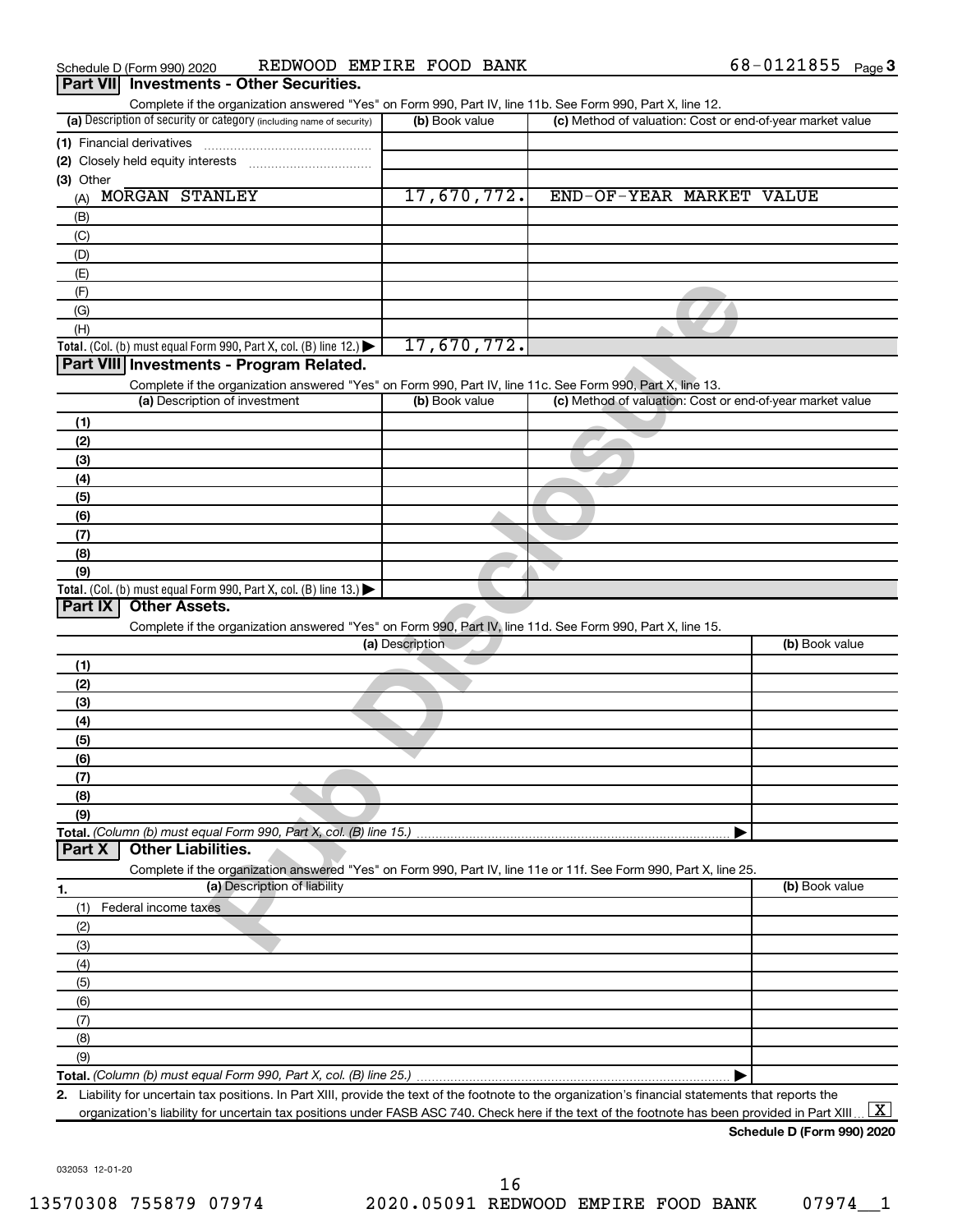Schedule D (Form 990) 2020 REDWOOD EMPIRE FOOD BANK 68-0121855 Page 3

## Part VII Investments - Other Securities.

Complete if the organization answered "Yes" on Form 990, Part IV, line 11b. See Form 990, Part X, line 12.

| (a) Description of security or category (including name of security) | (b) Book value | (c) Method of valuation: Cost or end-of-year market value |
|---|---|---|
| (1) Financial derivatives | | |
| (2) Closely held equity interests | | |
| (3) Other | | |
| (A) MORGAN STANLEY | 17,670,772. | END-OF-YEAR MARKET VALUE |
| (B) | | |
| (C) | | |
| (D) | | |
| (E) | | |
| (F) | | |
| (G) | | |
| (H) | | |
| **Total.** (Col. (b) must equal Form 990, Part X, col. (B) line 12.) | 17,670,772. | |

## Part VIII Investments - Program Related.

Complete if the organization answered "Yes" on Form 990, Part IV, line 11c. See Form 990, Part X, line 13.

| (a) Description of investment | (b) Book value | (c) Method of valuation: Cost or end-of-year market value |
|---|---|---|
| (1) | | |
| (2) | | |
| (3) | | |
| (4) | | |
| (5) | | |
| (6) | | |
| (7) | | |
| (8) | | |
| (9) | | |
| **Total.** (Col. (b) must equal Form 990, Part X, col. (B) line 13.) | | |

## Part IX Other Assets.

Complete if the organization answered "Yes" on Form 990, Part IV, line 11d. See Form 990, Part X, line 15.

| (a) Description | (b) Book value |
|---|---|
| (1) | |
| (2) | |
| (3) | |
| (4) | |
| (5) | |
| (6) | |
| (7) | |
| (8) | |
| (9) | |
| **Total.** *(Column (b) must equal Form 990, Part X, col. (B) line 15.)* | |

## Part X Other Liabilities.

Complete if the organization answered "Yes" on Form 990, Part IV, line 11e or 11f. See Form 990, Part X, line 25.

| 1. (a) Description of liability | (b) Book value |
|---|---|
| (1) Federal income taxes | |
| (2) | |
| (3) | |
| (4) | |
| (5) | |
| (6) | |
| (7) | |
| (8) | |
| (9) | |
| **Total.** *(Column (b) must equal Form 990, Part X, col. (B) line 25.)* | |

2. Liability for uncertain tax positions. In Part XIII, provide the text of the footnote to the organization's financial statements that reports the organization's liability for uncertain tax positions under FASB ASC 740. Check here if the text of the footnote has been provided in Part XIII [X]

**Schedule D (Form 990) 2020**

032053 12-01-20

13570308 755879 07974 2020.05091 REDWOOD EMPIRE FOOD BANK 07974__1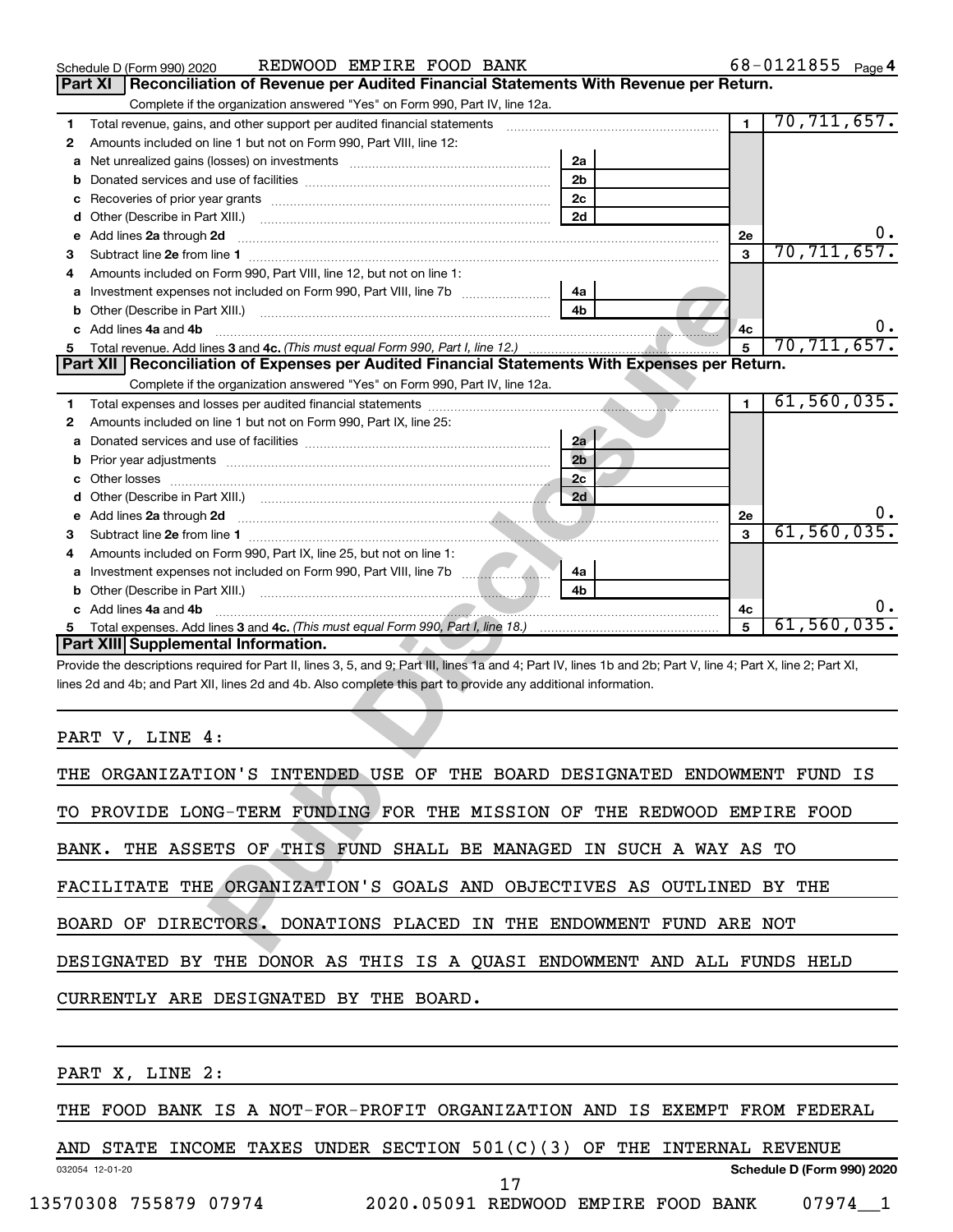Schedule D (Form 990) 2020 REDWOOD EMPIRE FOOD BANK 68-0121855 Page 4

## Part XI Reconciliation of Revenue per Audited Financial Statements With Revenue per Return.

Complete if the organization answered "Yes" on Form 990, Part IV, line 12a.

| | | | | | |
|---|---|---|---|---|---|
| 1 | Total revenue, gains, and other support per audited financial statements | | | 1 | 70,711,657. |
| 2 | Amounts included on line 1 but not on Form 990, Part VIII, line 12: | | | | |
| a | Net unrealized gains (losses) on investments | 2a | | | |
| b | Donated services and use of facilities | 2b | | | |
| c | Recoveries of prior year grants | 2c | | | |
| d | Other (Describe in Part XIII.) | 2d | | | |
| e | Add lines 2a through 2d | | | 2e | 0. |
| 3 | Subtract line 2e from line 1 | | | 3 | 70,711,657. |
| 4 | Amounts included on Form 990, Part VIII, line 12, but not on line 1: | | | | |
| a | Investment expenses not included on Form 990, Part VIII, line 7b | 4a | | | |
| b | Other (Describe in Part XIII.) | 4b | | | |
| c | Add lines 4a and 4b | | | 4c | 0. |
| 5 | Total revenue. Add lines 3 and 4c. *(This must equal Form 990, Part I, line 12.)* | | | 5 | 70,711,657. |

## Part XII Reconciliation of Expenses per Audited Financial Statements With Expenses per Return.

Complete if the organization answered "Yes" on Form 990, Part IV, line 12a.

| | | | | | |
|---|---|---|---|---|---|
| 1 | Total expenses and losses per audited financial statements | | | 1 | 61,560,035. |
| 2 | Amounts included on line 1 but not on Form 990, Part IX, line 25: | | | | |
| a | Donated services and use of facilities | 2a | | | |
| b | Prior year adjustments | 2b | | | |
| c | Other losses | 2c | | | |
| d | Other (Describe in Part XIII.) | 2d | | | |
| e | Add lines 2a through 2d | | | 2e | 0. |
| 3 | Subtract line 2e from line 1 | | | 3 | 61,560,035. |
| 4 | Amounts included on Form 990, Part IX, line 25, but not on line 1: | | | | |
| a | Investment expenses not included on Form 990, Part VIII, line 7b | 4a | | | |
| b | Other (Describe in Part XIII.) | 4b | | | |
| c | Add lines 4a and 4b | | | 4c | 0. |
| 5 | Total expenses. Add lines 3 and 4c. *(This must equal Form 990, Part I, line 18.)* | | | 5 | 61,560,035. |

## Part XIII Supplemental Information.

Provide the descriptions required for Part II, lines 3, 5, and 9; Part III, lines 1a and 4; Part IV, lines 1b and 2b; Part V, line 4; Part X, line 2; Part XI, lines 2d and 4b; and Part XII, lines 2d and 4b. Also complete this part to provide any additional information.

PART V, LINE 4:

THE ORGANIZATION'S INTENDED USE OF THE BOARD DESIGNATED ENDOWMENT FUND IS TO PROVIDE LONG-TERM FUNDING FOR THE MISSION OF THE REDWOOD EMPIRE FOOD BANK. THE ASSETS OF THIS FUND SHALL BE MANAGED IN SUCH A WAY AS TO FACILITATE THE ORGANIZATION'S GOALS AND OBJECTIVES AS OUTLINED BY THE BOARD OF DIRECTORS. DONATIONS PLACED IN THE ENDOWMENT FUND ARE NOT DESIGNATED BY THE DONOR AS THIS IS A QUASI ENDOWMENT AND ALL FUNDS HELD CURRENTLY ARE DESIGNATED BY THE BOARD.

PART X, LINE 2:

THE FOOD BANK IS A NOT-FOR-PROFIT ORGANIZATION AND IS EXEMPT FROM FEDERAL AND STATE INCOME TAXES UNDER SECTION 501(C)(3) OF THE INTERNAL REVENUE

032054 12-01-20 Schedule D (Form 990) 2020

13570308 755879 07974 2020.05091 REDWOOD EMPIRE FOOD BANK 07974__1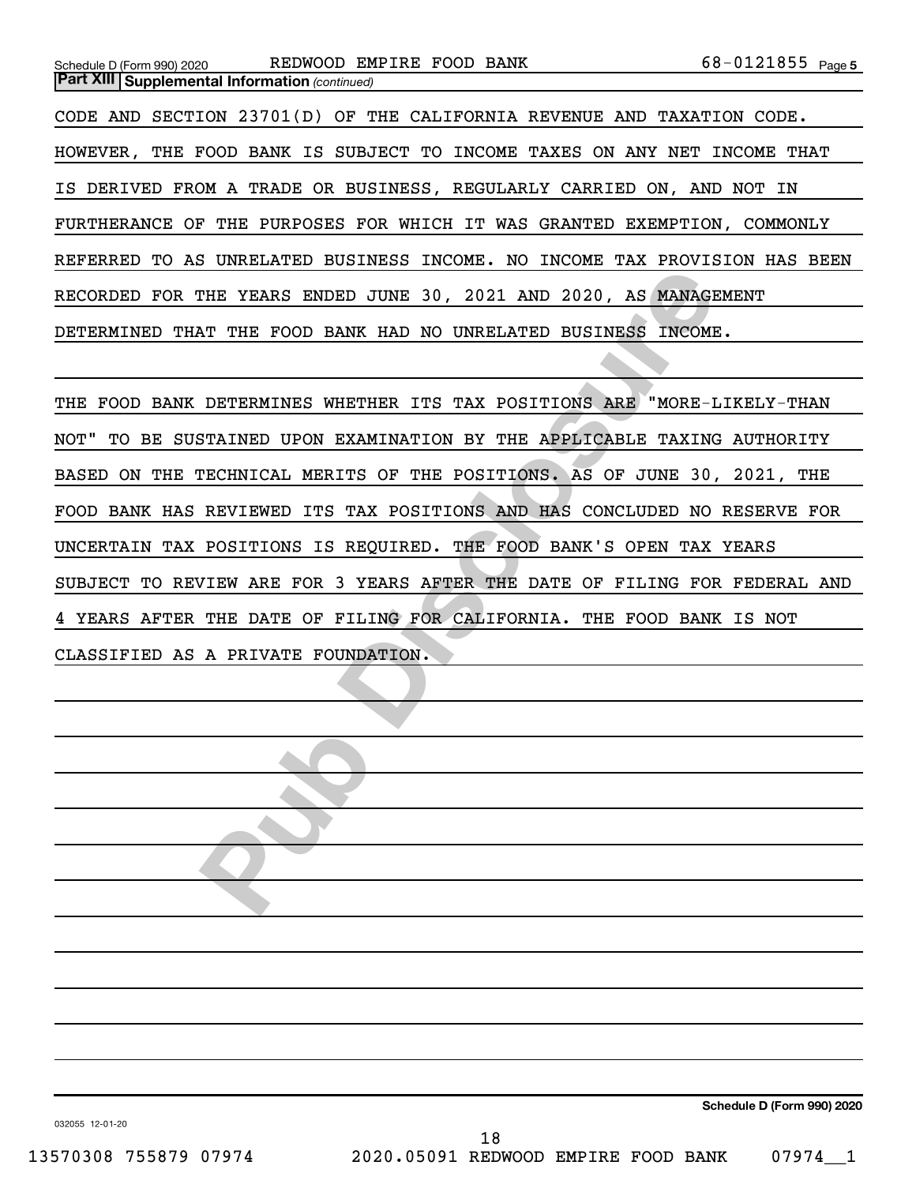**Part XIII Supplemental Information** *(continued)*

CODE AND SECTION 23701(D) OF THE CALIFORNIA REVENUE AND TAXATION CODE. HOWEVER, THE FOOD BANK IS SUBJECT TO INCOME TAXES ON ANY NET INCOME THAT IS DERIVED FROM A TRADE OR BUSINESS, REGULARLY CARRIED ON, AND NOT IN FURTHERANCE OF THE PURPOSES FOR WHICH IT WAS GRANTED EXEMPTION, COMMONLY REFERRED TO AS UNRELATED BUSINESS INCOME. NO INCOME TAX PROVISION HAS BEEN RECORDED FOR THE YEARS ENDED JUNE 30, 2021 AND 2020, AS MANAGEMENT DETERMINED THAT THE FOOD BANK HAD NO UNRELATED BUSINESS INCOME.

THE FOOD BANK DETERMINES WHETHER ITS TAX POSITIONS ARE "MORE-LIKELY-THAN NOT" TO BE SUSTAINED UPON EXAMINATION BY THE APPLICABLE TAXING AUTHORITY BASED ON THE TECHNICAL MERITS OF THE POSITIONS. AS OF JUNE 30, 2021, THE FOOD BANK HAS REVIEWED ITS TAX POSITIONS AND HAS CONCLUDED NO RESERVE FOR UNCERTAIN TAX POSITIONS IS REQUIRED. THE FOOD BANK'S OPEN TAX YEARS SUBJECT TO REVIEW ARE FOR 3 YEARS AFTER THE DATE OF FILING FOR FEDERAL AND 4 YEARS AFTER THE DATE OF FILING FOR CALIFORNIA. THE FOOD BANK IS NOT CLASSIFIED AS A PRIVATE FOUNDATION.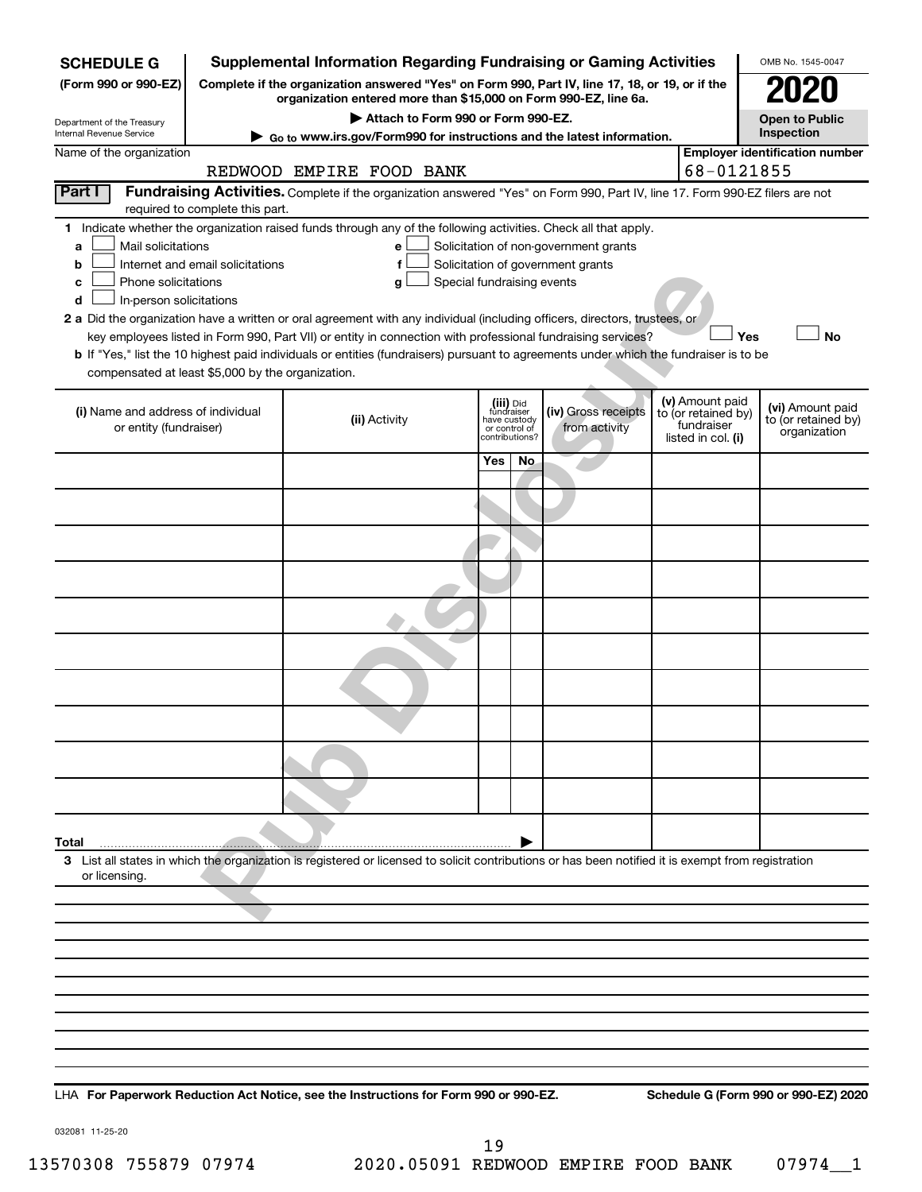**SCHEDULE G**
**(Form 990 or 990-EZ)**

Department of the Treasury
Internal Revenue Service

# Supplemental Information Regarding Fundraising or Gaming Activities

**Complete if the organization answered "Yes" on Form 990, Part IV, line 17, 18, or 19, or if the organization entered more than $15,000 on Form 990-EZ, line 6a.**

▶ **Attach to Form 990 or Form 990-EZ.**

▶ **Go to www.irs.gov/Form990 for instructions and the latest information.**

OMB No. 1545-0047

**2020**

**Open to Public Inspection**

Name of the organization: REDWOOD EMPIRE FOOD BANK

**Employer identification number:** 68-0121855

## Part I Fundraising Activities.

Complete if the organization answered "Yes" on Form 990, Part IV, line 17. Form 990-EZ filers are not required to complete this part.

**1** Indicate whether the organization raised funds through any of the following activities. Check all that apply.

- **a** ☐ Mail solicitations
- **b** ☐ Internet and email solicitations
- **c** ☐ Phone solicitations
- **d** ☐ In-person solicitations
- **e** ☐ Solicitation of non-government grants
- **f** ☐ Solicitation of government grants
- **g** ☐ Special fundraising events

**2 a** Did the organization have a written or oral agreement with any individual (including officers, directors, trustees, or key employees listed in Form 990, Part VII) or entity in connection with professional fundraising services? ☐ **Yes** ☐ **No**

**b** If "Yes," list the 10 highest paid individuals or entities (fundraisers) pursuant to agreements under which the fundraiser is to be compensated at least $5,000 by the organization.

| (i) Name and address of individual or entity (fundraiser) | (ii) Activity | (iii) Did fundraiser have custody or control of contributions? Yes | No | (iv) Gross receipts from activity | (v) Amount paid to (or retained by) fundraiser listed in col. (i) | (vi) Amount paid to (or retained by) organization |
|---|---|---|---|---|---|---|
| | | | | | | |
| | | | | | | |
| | | | | | | |
| | | | | | | |
| | | | | | | |
| | | | | | | |
| | | | | | | |
| | | | | | | |
| | | | | | | |
| | | | | | | |
| **Total** ▶ | | | | | | |

**3** List all states in which the organization is registered or licensed to solicit contributions or has been notified it is exempt from registration or licensing.

LHA **For Paperwork Reduction Act Notice, see the Instructions for Form 990 or 990-EZ.** **Schedule G (Form 990 or 990-EZ) 2020**

032081 11-25-20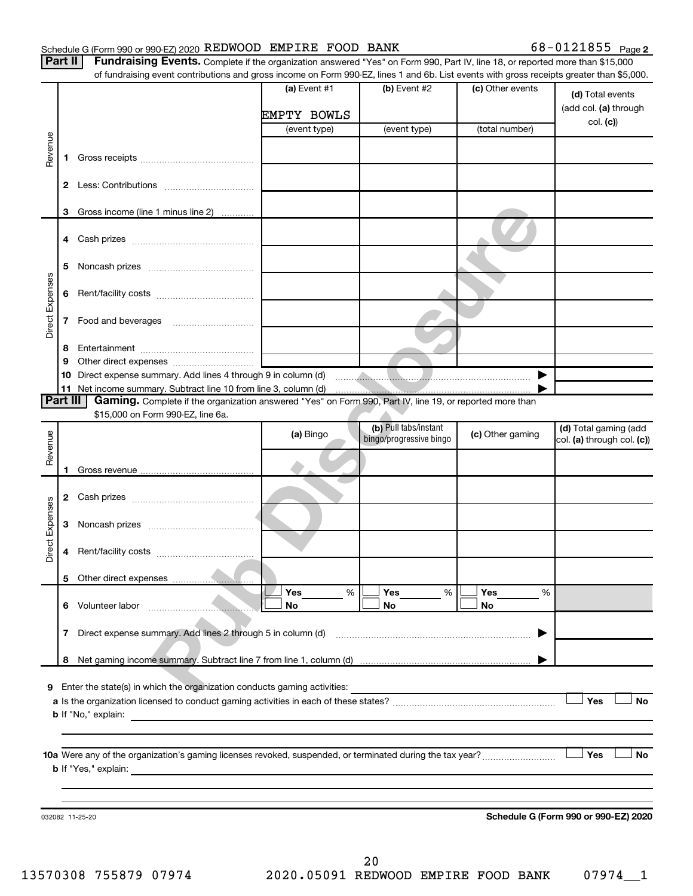Schedule G (Form 990 or 990-EZ) 2020 REDWOOD EMPIRE FOOD BANK 68-0121855 Page 2

**Part II** **Fundraising Events.** Complete if the organization answered "Yes" on Form 990, Part IV, line 18, or reported more than $15,000 of fundraising event contributions and gross income on Form 990-EZ, lines 1 and 6b. List events with gross receipts greater than $5,000.

| | | (a) Event #1 | (b) Event #2 | (c) Other events | (d) Total events (add col. (a) through col. (c)) |
|---|---|---|---|---|---|
| | | EMPTY BOWLS | | | |
| | | (event type) | (event type) | (total number) | |
| Revenue | 1 Gross receipts | | | | |
| | 2 Less: Contributions | | | | |
| | 3 Gross income (line 1 minus line 2) | | | | |
| Direct Expenses | 4 Cash prizes | | | | |
| | 5 Noncash prizes | | | | |
| | 6 Rent/facility costs | | | | |
| | 7 Food and beverages | | | | |
| | 8 Entertainment | | | | |
| | 9 Other direct expenses | | | | |
| | 10 Direct expense summary. Add lines 4 through 9 in column (d) | | | ▶ | |
| | 11 Net income summary. Subtract line 10 from line 3, column (d) | | | ▶ | |

**Part III** **Gaming.** Complete if the organization answered "Yes" on Form 990, Part IV, line 19, or reported more than $15,000 on Form 990-EZ, line 6a.

| | | (a) Bingo | (b) Pull tabs/instant bingo/progressive bingo | (c) Other gaming | (d) Total gaming (add col. (a) through col. (c)) |
|---|---|---|---|---|---|
| Revenue | 1 Gross revenue | | | | |
| Direct Expenses | 2 Cash prizes | | | | |
| | 3 Noncash prizes | | | | |
| | 4 Rent/facility costs | | | | |
| | 5 Other direct expenses | | | | |
| | 6 Volunteer labor | ☐ Yes ___ % ☐ No | ☐ Yes ___ % ☐ No | ☐ Yes ___ % ☐ No | |
| | 7 Direct expense summary. Add lines 2 through 5 in column (d) | | | ▶ | |
| | 8 Net gaming income summary. Subtract line 7 from line 1, column (d) | | | ▶ | |

**9** Enter the state(s) in which the organization conducts gaming activities: ____________

**a** Is the organization licensed to conduct gaming activities in each of these states? ☐ Yes ☐ No

**b** If "No," explain: ____________

**10a** Were any of the organization's gaming licenses revoked, suspended, or terminated during the tax year? ☐ Yes ☐ No

**b** If "Yes," explain: ____________

032082 11-25-20 **Schedule G (Form 990 or 990-EZ) 2020**

13570308 755879 07974 2020.05091 REDWOOD EMPIRE FOOD BANK 07974__1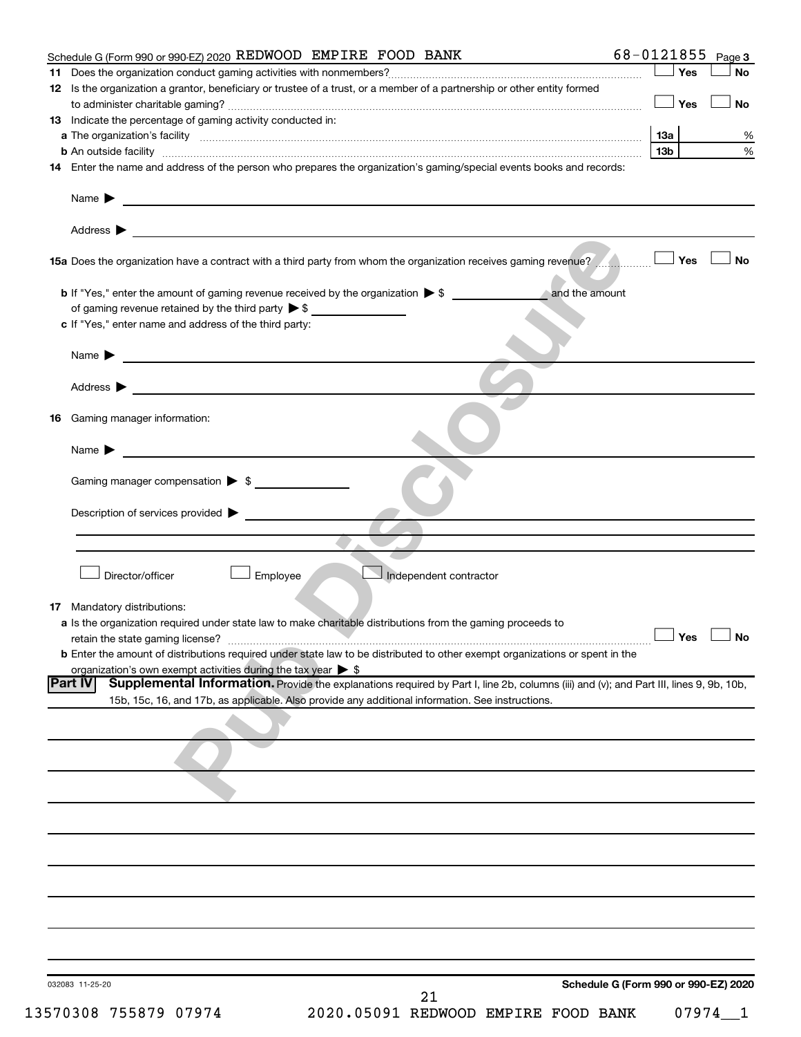Schedule G (Form 990 or 990-EZ) 2020 REDWOOD EMPIRE FOOD BANK 68-0121855 Page 3

**11** Does the organization conduct gaming activities with nonmembers? ☐ Yes ☐ No

**12** Is the organization a grantor, beneficiary or trustee of a trust, or a member of a partnership or other entity formed to administer charitable gaming? ☐ Yes ☐ No

**13** Indicate the percentage of gaming activity conducted in:

**a** The organization's facility **13a** %

**b** An outside facility **13b** %

**14** Enter the name and address of the person who prepares the organization's gaming/special events books and records:

Name ▶

Address ▶

**15a** Does the organization have a contract with a third party from whom the organization receives gaming revenue? ☐ Yes ☐ No

**b** If "Yes," enter the amount of gaming revenue received by the organization ▶ $ ______ and the amount of gaming revenue retained by the third party ▶ $ ______

**c** If "Yes," enter name and address of the third party:

Name ▶

Address ▶

**16** Gaming manager information:

Name ▶

Gaming manager compensation ▶ $

Description of services provided ▶

☐ Director/officer ☐ Employee ☐ Independent contractor

**17** Mandatory distributions:

**a** Is the organization required under state law to make charitable distributions from the gaming proceeds to retain the state gaming license? ☐ Yes ☐ No

**b** Enter the amount of distributions required under state law to be distributed to other exempt organizations or spent in the organization's own exempt activities during the tax year ▶ $

**Part IV** **Supplemental Information.** Provide the explanations required by Part I, line 2b, columns (iii) and (v); and Part III, lines 9, 9b, 10b, 15b, 15c, 16, and 17b, as applicable. Also provide any additional information. See instructions.

032083 11-25-20

**Schedule G (Form 990 or 990-EZ) 2020**

13570308 755879 07974 2020.05091 REDWOOD EMPIRE FOOD BANK 07974__1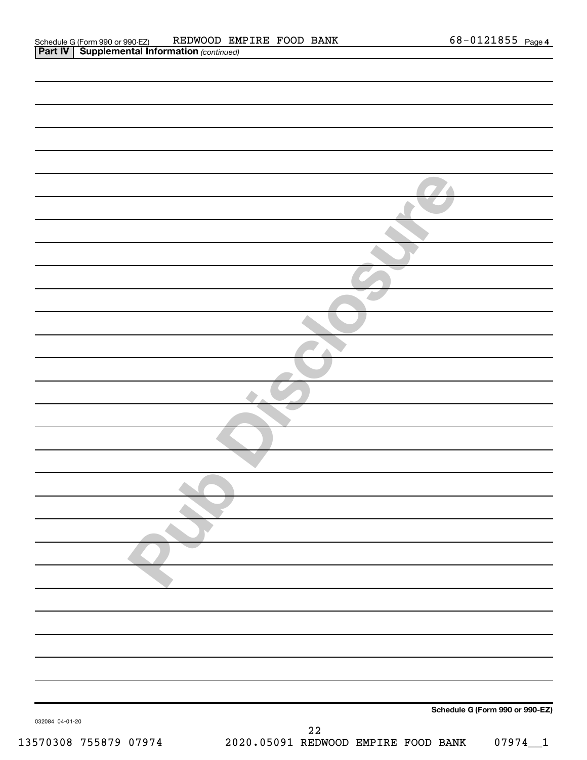Schedule G (Form 990 or 990-EZ) REDWOOD EMPIRE FOOD BANK 68-0121855 Page 4

**Part IV | Supplemental Information** *(continued)*

Pub Disclosure

**Schedule G (Form 990 or 990-EZ)**

032084 04-01-20

13570308 755879 07974 2020.05091 REDWOOD EMPIRE FOOD BANK 07974__1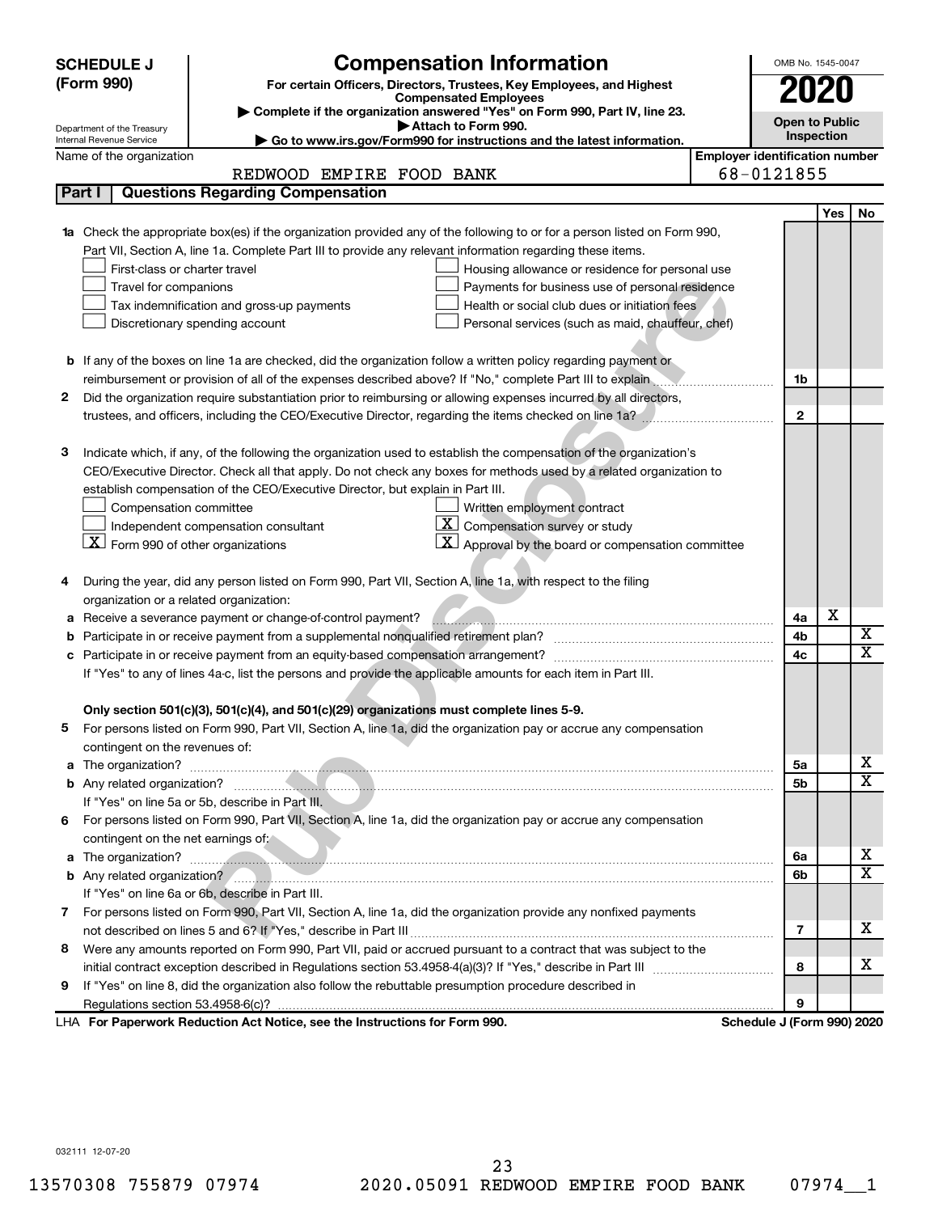**SCHEDULE J (Form 990)**

Department of the Treasury
Internal Revenue Service

# Compensation Information

**For certain Officers, Directors, Trustees, Key Employees, and Highest Compensated Employees**

▶ Complete if the organization answered "Yes" on Form 990, Part IV, line 23.
▶ Attach to Form 990.
▶ Go to www.irs.gov/Form990 for instructions and the latest information.

OMB No. 1545-0047

**2020**

**Open to Public Inspection**

Name of the organization: REDWOOD EMPIRE FOOD BANK

Employer identification number: 68-0121855

## Part I  Questions Regarding Compensation

| | | | Yes | No |
|---|---|---|---|---|
| **1a** | Check the appropriate box(es) if the organization provided any of the following to or for a person listed on Form 990, Part VII, Section A, line 1a. Complete Part III to provide any relevant information regarding these items.<br>☐ First-class or charter travel ☐ Housing allowance or residence for personal use<br>☐ Travel for companions ☐ Payments for business use of personal residence<br>☐ Tax indemnification and gross-up payments ☐ Health or social club dues or initiation fees<br>☐ Discretionary spending account ☐ Personal services (such as maid, chauffeur, chef) | | | |
| **b** | If any of the boxes on line 1a are checked, did the organization follow a written policy regarding payment or reimbursement or provision of all of the expenses described above? If "No," complete Part III to explain | 1b | | |
| **2** | Did the organization require substantiation prior to reimbursing or allowing expenses incurred by all directors, trustees, and officers, including the CEO/Executive Director, regarding the items checked on line 1a? | 2 | | |
| **3** | Indicate which, if any, of the following the organization used to establish the compensation of the organization's CEO/Executive Director. Check all that apply. Do not check any boxes for methods used by a related organization to establish compensation of the CEO/Executive Director, but explain in Part III.<br>☐ Compensation committee ☐ Written employment contract<br>☐ Independent compensation consultant ☒ Compensation survey or study<br>☒ Form 990 of other organizations ☒ Approval by the board or compensation committee | | | |
| **4** | During the year, did any person listed on Form 990, Part VII, Section A, line 1a, with respect to the filing organization or a related organization: | | | |
| **a** | Receive a severance payment or change-of-control payment? | 4a | X | |
| **b** | Participate in or receive payment from a supplemental nonqualified retirement plan? | 4b | | X |
| **c** | Participate in or receive payment from an equity-based compensation arrangement? | 4c | | X |
| | If "Yes" to any of lines 4a-c, list the persons and provide the applicable amounts for each item in Part III. | | | |
| | **Only section 501(c)(3), 501(c)(4), and 501(c)(29) organizations must complete lines 5-9.** | | | |
| **5** | For persons listed on Form 990, Part VII, Section A, line 1a, did the organization pay or accrue any compensation contingent on the revenues of: | | | |
| **a** | The organization? | 5a | | X |
| **b** | Any related organization? | 5b | | X |
| | If "Yes" on line 5a or 5b, describe in Part III. | | | |
| **6** | For persons listed on Form 990, Part VII, Section A, line 1a, did the organization pay or accrue any compensation contingent on the net earnings of: | | | |
| **a** | The organization? | 6a | | X |
| **b** | Any related organization? | 6b | | X |
| | If "Yes" on line 6a or 6b, describe in Part III. | | | |
| **7** | For persons listed on Form 990, Part VII, Section A, line 1a, did the organization provide any nonfixed payments not described on lines 5 and 6? If "Yes," describe in Part III | 7 | | X |
| **8** | Were any amounts reported on Form 990, Part VII, paid or accrued pursuant to a contract that was subject to the initial contract exception described in Regulations section 53.4958-4(a)(3)? If "Yes," describe in Part III | 8 | | X |
| **9** | If "Yes" on line 8, did the organization also follow the rebuttable presumption procedure described in Regulations section 53.4958-6(c)? | 9 | | |

LHA **For Paperwork Reduction Act Notice, see the Instructions for Form 990.** **Schedule J (Form 990) 2020**

032111 12-07-20

13570308 755879 07974 2020.05091 REDWOOD EMPIRE FOOD BANK 07974__1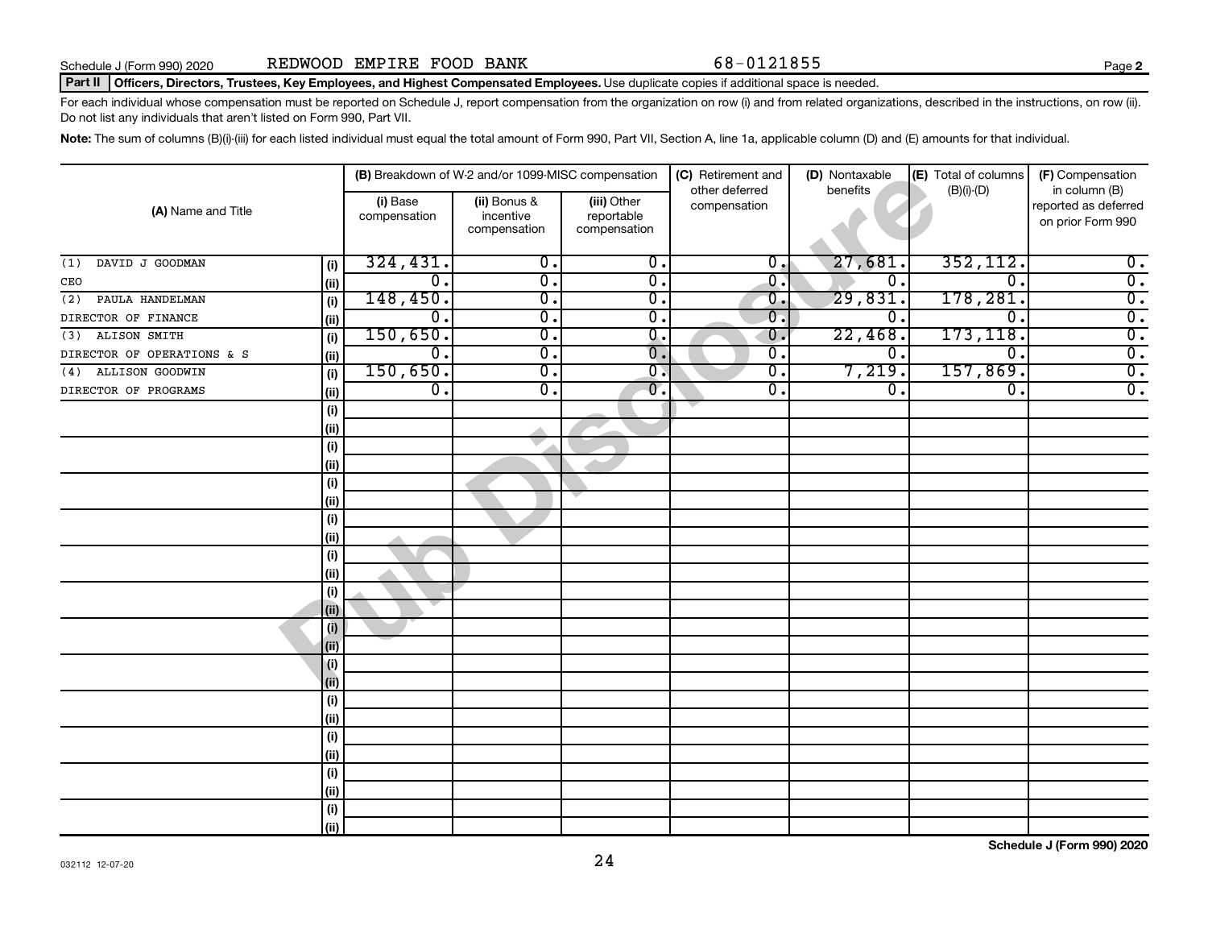Schedule J (Form 990) 2020 REDWOOD EMPIRE FOOD BANK 68-0121855 Page **2**

**Part II** **Officers, Directors, Trustees, Key Employees, and Highest Compensated Employees.** Use duplicate copies if additional space is needed.

For each individual whose compensation must be reported on Schedule J, report compensation from the organization on row (i) and from related organizations, described in the instructions, on row (ii). Do not list any individuals that aren't listed on Form 990, Part VII.

**Note:** The sum of columns (B)(i)-(iii) for each listed individual must equal the total amount of Form 990, Part VII, Section A, line 1a, applicable column (D) and (E) amounts for that individual.

| (A) Name and Title | | (B) Breakdown of W-2 and/or 1099-MISC compensation (i) Base compensation | (ii) Bonus & incentive compensation | (iii) Other reportable compensation | (C) Retirement and other deferred compensation | (D) Nontaxable benefits | (E) Total of columns (B)(i)-(D) | (F) Compensation in column (B) reported as deferred on prior Form 990 |
|---|---|---|---|---|---|---|---|---|
| (1) DAVID J GOODMAN | (i) | 324,431. | 0. | 0. | 0. | 27,681. | 352,112. | 0. |
| CEO | (ii) | 0. | 0. | 0. | 0. | 0. | 0. | 0. |
| (2) PAULA HANDELMAN | (i) | 148,450. | 0. | 0. | 0. | 29,831. | 178,281. | 0. |
| DIRECTOR OF FINANCE | (ii) | 0. | 0. | 0. | 0. | 0. | 0. | 0. |
| (3) ALISON SMITH | (i) | 150,650. | 0. | 0. | 0. | 22,468. | 173,118. | 0. |
| DIRECTOR OF OPERATIONS & S | (ii) | 0. | 0. | 0. | 0. | 0. | 0. | 0. |
| (4) ALLISON GOODWIN | (i) | 150,650. | 0. | 0. | 0. | 7,219. | 157,869. | 0. |
| DIRECTOR OF PROGRAMS | (ii) | 0. | 0. | 0. | 0. | 0. | 0. | 0. |

**Schedule J (Form 990) 2020**

032112 12-07-20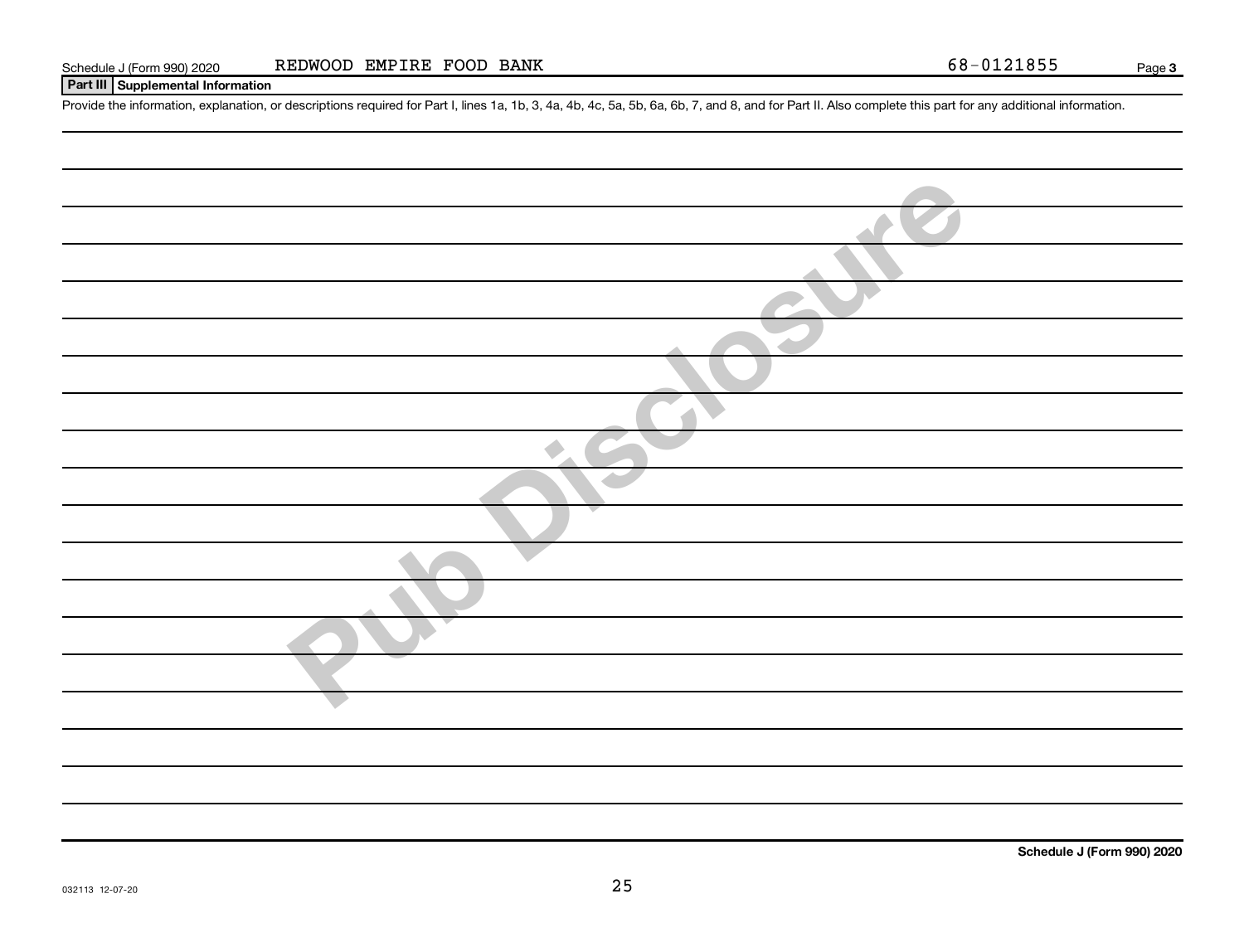Schedule J (Form 990) 2020 REDWOOD EMPIRE FOOD BANK 68-0121855

## Part III Supplemental Information

Provide the information, explanation, or descriptions required for Part I, lines 1a, 1b, 3, 4a, 4b, 4c, 5a, 5b, 6a, 6b, 7, and 8, and for Part II. Also complete this part for any additional information.

Schedule J (Form 990) 2020

032113 12-07-20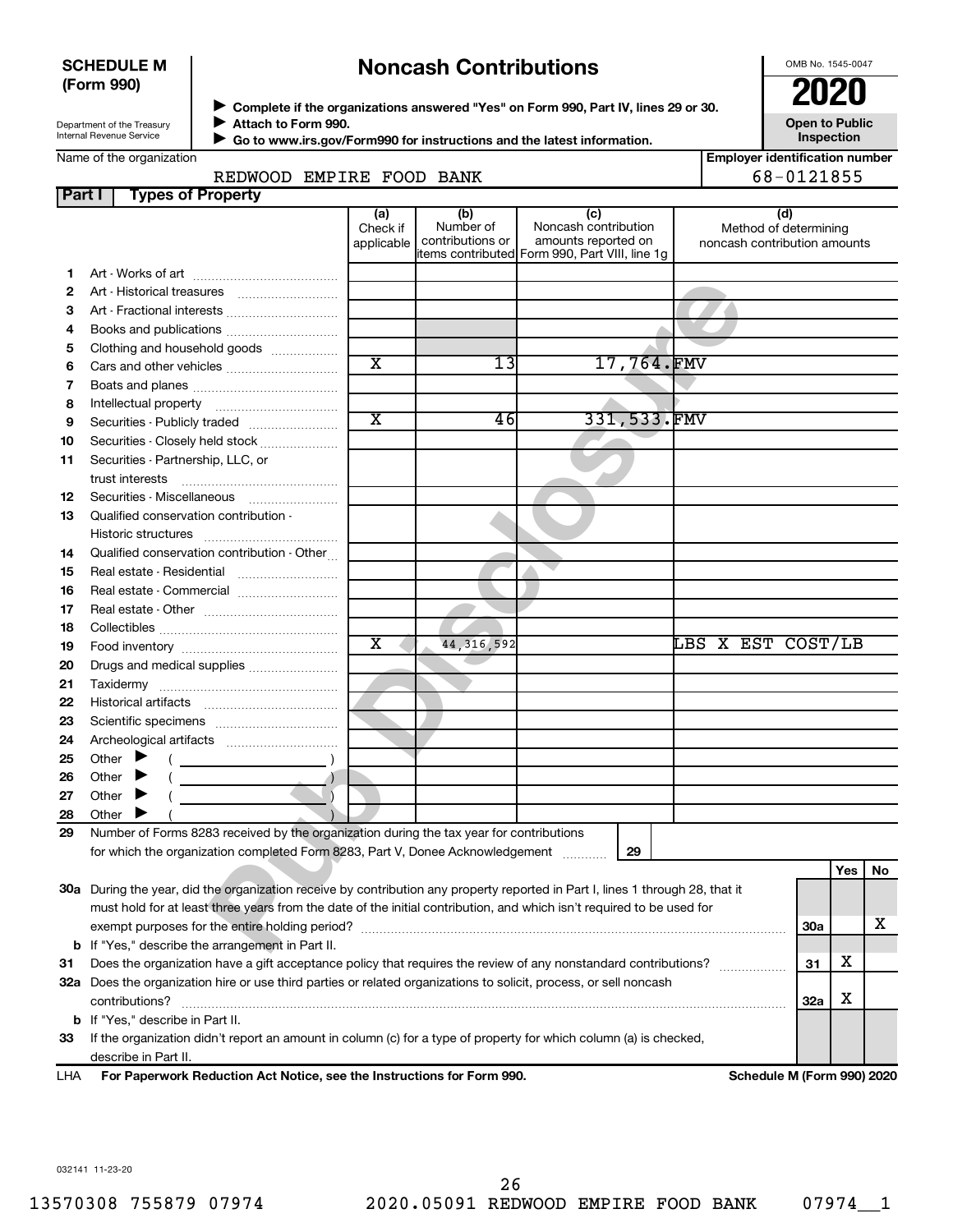**SCHEDULE M (Form 990)**

Department of the Treasury
Internal Revenue Service

# Noncash Contributions

▶ Complete if the organizations answered "Yes" on Form 990, Part IV, lines 29 or 30.
▶ Attach to Form 990.
▶ Go to www.irs.gov/Form990 for instructions and the latest information.

OMB No. 1545-0047

**2020**

**Open to Public Inspection**

Name of the organization: REDWOOD EMPIRE FOOD BANK

Employer identification number: 68-0121855

## Part I Types of Property

| | | (a) Check if applicable | (b) Number of contributions or items contributed | (c) Noncash contribution amounts reported on Form 990, Part VIII, line 1g | (d) Method of determining noncash contribution amounts |
|---|---|---|---|---|---|
| 1 | Art - Works of art | | | | |
| 2 | Art - Historical treasures | | | | |
| 3 | Art - Fractional interests | | | | |
| 4 | Books and publications | | | | |
| 5 | Clothing and household goods | | | | |
| 6 | Cars and other vehicles | X | 13 | 17,764. | FMV |
| 7 | Boats and planes | | | | |
| 8 | Intellectual property | | | | |
| 9 | Securities - Publicly traded | X | 46 | 331,533. | FMV |
| 10 | Securities - Closely held stock | | | | |
| 11 | Securities - Partnership, LLC, or trust interests | | | | |
| 12 | Securities - Miscellaneous | | | | |
| 13 | Qualified conservation contribution - Historic structures | | | | |
| 14 | Qualified conservation contribution - Other | | | | |
| 15 | Real estate - Residential | | | | |
| 16 | Real estate - Commercial | | | | |
| 17 | Real estate - Other | | | | |
| 18 | Collectibles | | | | |
| 19 | Food inventory | X | 44,316,592 | | LBS X EST COST/LB |
| 20 | Drugs and medical supplies | | | | |
| 21 | Taxidermy | | | | |
| 22 | Historical artifacts | | | | |
| 23 | Scientific specimens | | | | |
| 24 | Archeological artifacts | | | | |
| 25 | Other ▶ ( ) | | | | |
| 26 | Other ▶ ( ) | | | | |
| 27 | Other ▶ ( ) | | | | |
| 28 | Other ▶ ( ) | | | | |

29 Number of Forms 8283 received by the organization during the tax year for contributions for which the organization completed Form 8283, Part V, Donee Acknowledgement ..... **29**

| | | | Yes | No |
|---|---|---|---|---|
| 30a | During the year, did the organization receive by contribution any property reported in Part I, lines 1 through 28, that it must hold for at least three years from the date of the initial contribution, and which isn't required to be used for exempt purposes for the entire holding period? | 30a | | X |
| b | If "Yes," describe the arrangement in Part II. | | | |
| 31 | Does the organization have a gift acceptance policy that requires the review of any nonstandard contributions? | 31 | X | |
| 32a | Does the organization hire or use third parties or related organizations to solicit, process, or sell noncash contributions? | 32a | X | |
| b | If "Yes," describe in Part II. | | | |
| 33 | If the organization didn't report an amount in column (c) for a type of property for which column (a) is checked, describe in Part II. | | | |

LHA **For Paperwork Reduction Act Notice, see the Instructions for Form 990.** **Schedule M (Form 990) 2020**

032141 11-23-20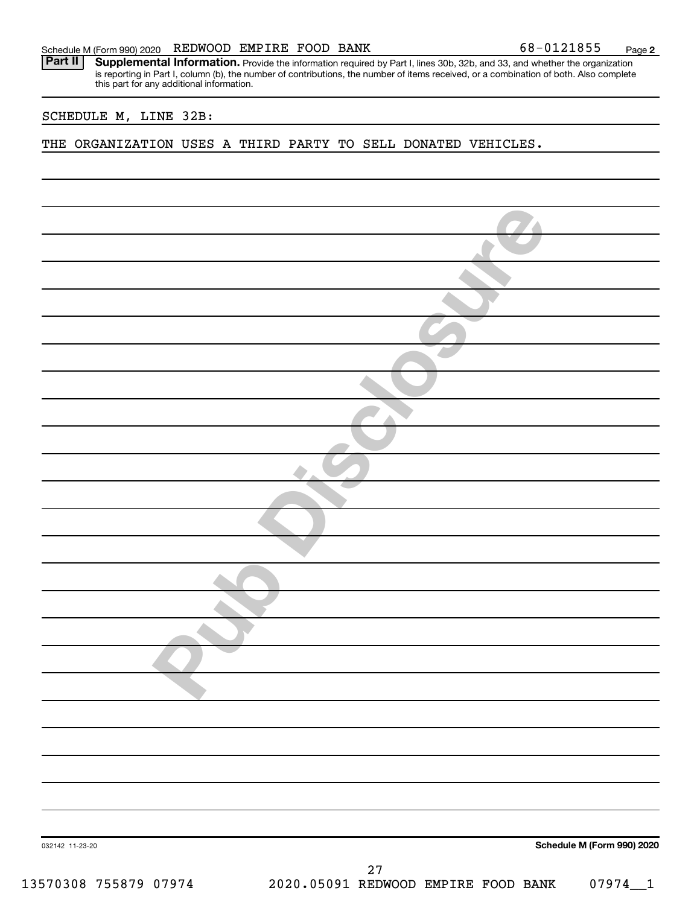Schedule M (Form 990) 2020 REDWOOD EMPIRE FOOD BANK 68-0121855

**Part II** **Supplemental Information.** Provide the information required by Part I, lines 30b, 32b, and 33, and whether the organization is reporting in Part I, column (b), the number of contributions, the number of items received, or a combination of both. Also complete this part for any additional information.

SCHEDULE M, LINE 32B:

THE ORGANIZATION USES A THIRD PARTY TO SELL DONATED VEHICLES.

032142 11-23-20

**Schedule M (Form 990) 2020**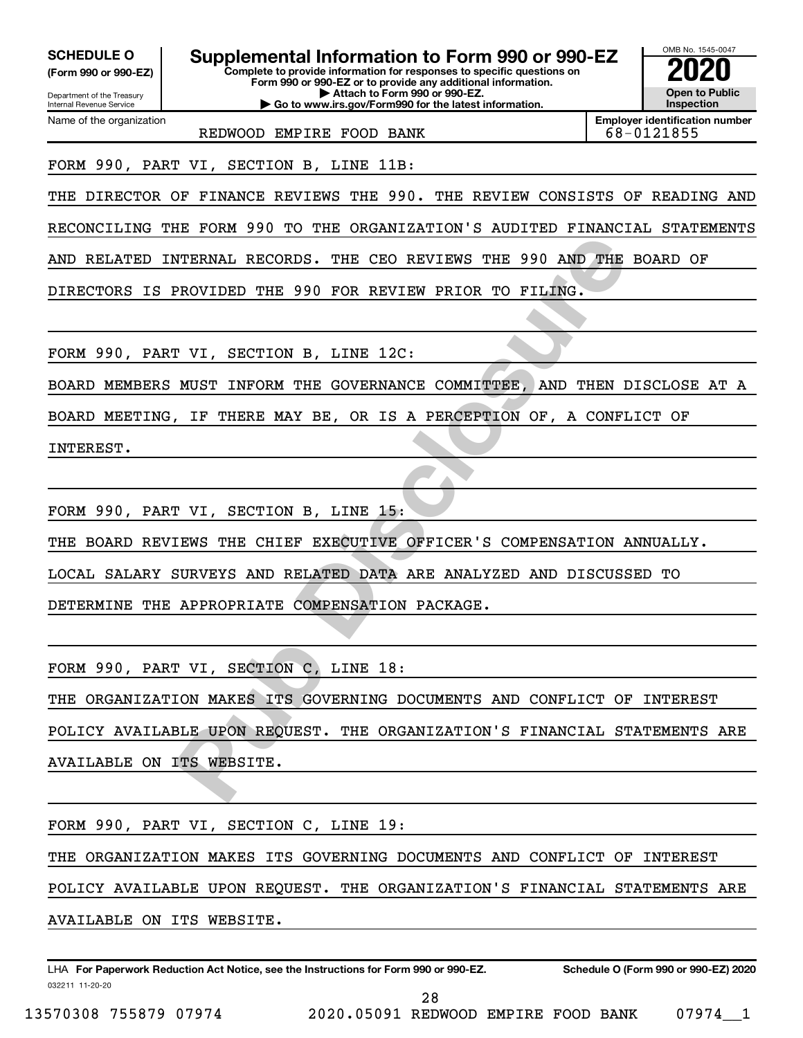**SCHEDULE O (Form 990 or 990-EZ)**

Department of the Treasury
Internal Revenue Service

# Supplemental Information to Form 990 or 990-EZ

**Complete to provide information for responses to specific questions on Form 990 or 990-EZ or to provide any additional information.**
**▶ Attach to Form 990 or 990-EZ.**
**▶ Go to www.irs.gov/Form990 for the latest information.**

OMB No. 1545-0047
**2020**
**Open to Public Inspection**

| Name of the organization | Employer identification number |
|---|---|
| REDWOOD EMPIRE FOOD BANK | 68-0121855 |

FORM 990, PART VI, SECTION B, LINE 11B:

THE DIRECTOR OF FINANCE REVIEWS THE 990. THE REVIEW CONSISTS OF READING AND RECONCILING THE FORM 990 TO THE ORGANIZATION'S AUDITED FINANCIAL STATEMENTS AND RELATED INTERNAL RECORDS. THE CEO REVIEWS THE 990 AND THE BOARD OF DIRECTORS IS PROVIDED THE 990 FOR REVIEW PRIOR TO FILING.

FORM 990, PART VI, SECTION B, LINE 12C:

BOARD MEMBERS MUST INFORM THE GOVERNANCE COMMITTEE, AND THEN DISCLOSE AT A BOARD MEETING, IF THERE MAY BE, OR IS A PERCEPTION OF, A CONFLICT OF INTEREST.

FORM 990, PART VI, SECTION B, LINE 15:

THE BOARD REVIEWS THE CHIEF EXECUTIVE OFFICER'S COMPENSATION ANNUALLY. LOCAL SALARY SURVEYS AND RELATED DATA ARE ANALYZED AND DISCUSSED TO DETERMINE THE APPROPRIATE COMPENSATION PACKAGE.

FORM 990, PART VI, SECTION C, LINE 18:

THE ORGANIZATION MAKES ITS GOVERNING DOCUMENTS AND CONFLICT OF INTEREST POLICY AVAILABLE UPON REQUEST. THE ORGANIZATION'S FINANCIAL STATEMENTS ARE AVAILABLE ON ITS WEBSITE.

FORM 990, PART VI, SECTION C, LINE 19:

THE ORGANIZATION MAKES ITS GOVERNING DOCUMENTS AND CONFLICT OF INTEREST POLICY AVAILABLE UPON REQUEST. THE ORGANIZATION'S FINANCIAL STATEMENTS ARE AVAILABLE ON ITS WEBSITE.

LHA **For Paperwork Reduction Act Notice, see the Instructions for Form 990 or 990-EZ.** **Schedule O (Form 990 or 990-EZ) 2020**

032211 11-20-20

13570308 755879 07974 2020.05091 REDWOOD EMPIRE FOOD BANK 07974__1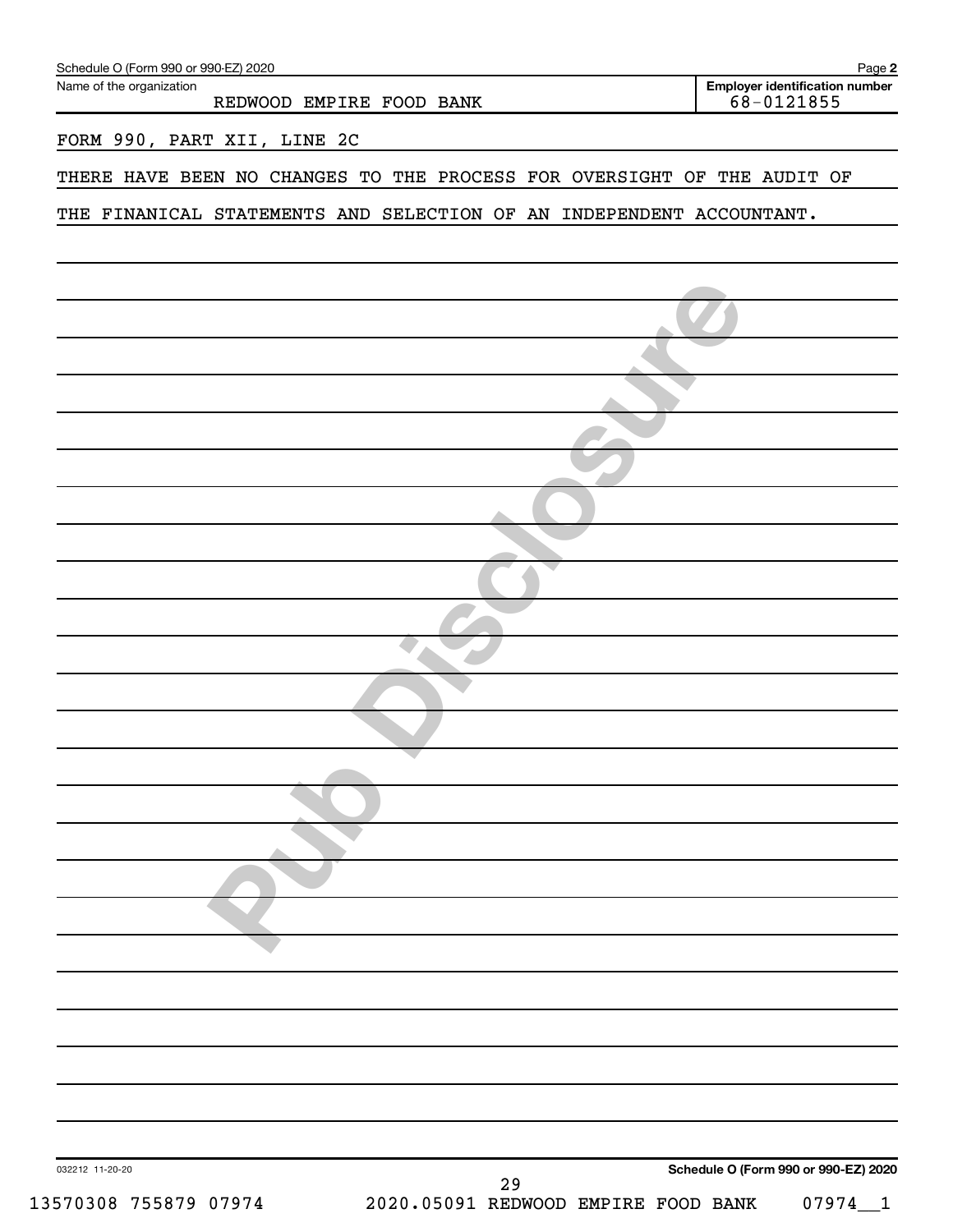Schedule O (Form 990 or 990-EZ) 2020 Page **2**

Name of the organization: REDWOOD EMPIRE FOOD BANK

**Employer identification number:** 68-0121855

FORM 990, PART XII, LINE 2C

THERE HAVE BEEN NO CHANGES TO THE PROCESS FOR OVERSIGHT OF THE AUDIT OF THE FINANICAL STATEMENTS AND SELECTION OF AN INDEPENDENT ACCOUNTANT.

032212 11-20-20

**Schedule O (Form 990 or 990-EZ) 2020**

13570308 755879 07974 2020.05091 REDWOOD EMPIRE FOOD BANK 07974__1